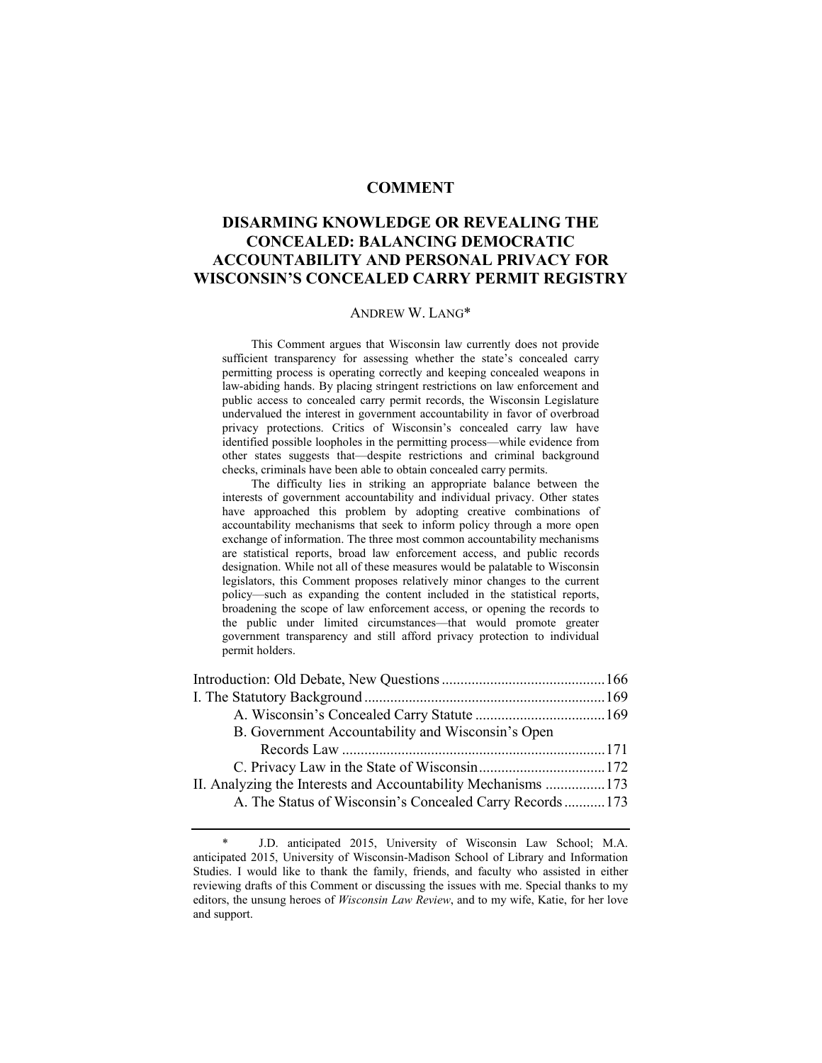# COMMENT

## DISARMING KNOWLEDGE OR REVEALING THE CONCEALED: BALANCING DEMOCRATIC ACCOUNTABILITY AND PERSONAL PRIVACY FOR WISCONSIN'S CONCEALED CARRY PERMIT REGISTRY

ANDREW W. LANG*

This Comment argues that Wisconsin law currently does not provide sufficient transparency for assessing whether the state's concealed carry permitting process is operating correctly and keeping concealed weapons in law-abiding hands. By placing stringent restrictions on law enforcement and public access to concealed carry permit records, the Wisconsin Legislature undervalued the interest in government accountability in favor of overbroad privacy protections. Critics of Wisconsin's concealed carry law have identified possible loopholes in the permitting process—while evidence from other states suggests that—despite restrictions and criminal background checks, criminals have been able to obtain concealed carry permits.

The difficulty lies in striking an appropriate balance between the interests of government accountability and individual privacy. Other states have approached this problem by adopting creative combinations of accountability mechanisms that seek to inform policy through a more open exchange of information. The three most common accountability mechanisms are statistical reports, broad law enforcement access, and public records designation. While not all of these measures would be palatable to Wisconsin legislators, this Comment proposes relatively minor changes to the current policy—such as expanding the content included in the statistical reports, broadening the scope of law enforcement access, or opening the records to the public under limited circumstances—that would promote greater government transparency and still afford privacy protection to individual permit holders.

| | |
|---|---|
| Introduction: Old Debate, New Questions | 166 |
| I. The Statutory Background | 169 |
| A. Wisconsin's Concealed Carry Statute | 169 |
| B. Government Accountability and Wisconsin's Open Records Law | 171 |
| C. Privacy Law in the State of Wisconsin | 172 |
| II. Analyzing the Interests and Accountability Mechanisms | 173 |
| A. The Status of Wisconsin's Concealed Carry Records | 173 |

\* J.D. anticipated 2015, University of Wisconsin Law School; M.A. anticipated 2015, University of Wisconsin-Madison School of Library and Information Studies. I would like to thank the family, friends, and faculty who assisted in either reviewing drafts of this Comment or discussing the issues with me. Special thanks to my editors, the unsung heroes of *Wisconsin Law Review*, and to my wife, Katie, for her love and support.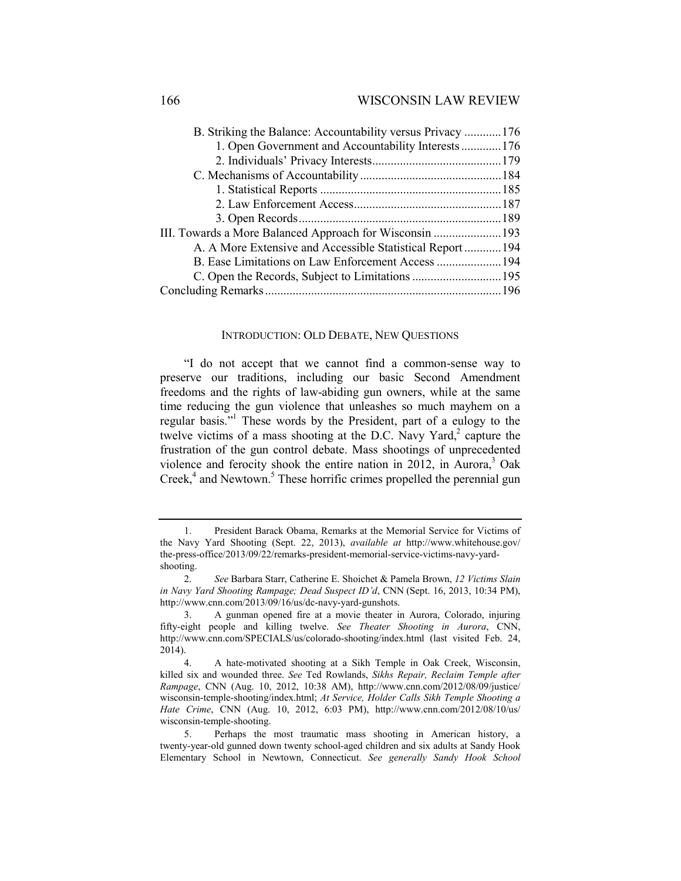B. Striking the Balance: Accountability versus Privacy ............176

1. Open Government and Accountability Interests .............176

2. Individuals' Privacy Interests..........................................179

C. Mechanisms of Accountability.............................................184

1. Statistical Reports ...........................................................185

2. Law Enforcement Access................................................187

3. Open Records..................................................................189

III. Towards a More Balanced Approach for Wisconsin ......................193

A. A More Extensive and Accessible Statistical Report ............194

B. Ease Limitations on Law Enforcement Access .....................194

C. Open the Records, Subject to Limitations .............................195

Concluding Remarks............................................................................196

## INTRODUCTION: OLD DEBATE, NEW QUESTIONS

"I do not accept that we cannot find a common-sense way to preserve our traditions, including our basic Second Amendment freedoms and the rights of law-abiding gun owners, while at the same time reducing the gun violence that unleashes so much mayhem on a regular basis."[1] These words by the President, part of a eulogy to the twelve victims of a mass shooting at the D.C. Navy Yard,[2] capture the frustration of the gun control debate. Mass shootings of unprecedented violence and ferocity shook the entire nation in 2012, in Aurora,[3] Oak Creek,[4] and Newtown.[5] These horrific crimes propelled the perennial gun

---

1. President Barack Obama, Remarks at the Memorial Service for Victims of the Navy Yard Shooting (Sept. 22, 2013), *available at* http://www.whitehouse.gov/the-press-office/2013/09/22/remarks-president-memorial-service-victims-navy-yard-shooting.

2. *See* Barbara Starr, Catherine E. Shoichet & Pamela Brown, *12 Victims Slain in Navy Yard Shooting Rampage; Dead Suspect ID'd*, CNN (Sept. 16, 2013, 10:34 PM), http://www.cnn.com/2013/09/16/us/dc-navy-yard-gunshots.

3. A gunman opened fire at a movie theater in Aurora, Colorado, injuring fifty-eight people and killing twelve. *See Theater Shooting in Aurora*, CNN, http://www.cnn.com/SPECIALS/us/colorado-shooting/index.html (last visited Feb. 24, 2014).

4. A hate-motivated shooting at a Sikh Temple in Oak Creek, Wisconsin, killed six and wounded three. *See* Ted Rowlands, *Sikhs Repair, Reclaim Temple after Rampage*, CNN (Aug. 10, 2012, 10:38 AM), http://www.cnn.com/2012/08/09/justice/wisconsin-temple-shooting/index.html; *At Service, Holder Calls Sikh Temple Shooting a Hate Crime*, CNN (Aug. 10, 2012, 6:03 PM), http://www.cnn.com/2012/08/10/us/wisconsin-temple-shooting.

5. Perhaps the most traumatic mass shooting in American history, a twenty-year-old gunned down twenty school-aged children and six adults at Sandy Hook Elementary School in Newtown, Connecticut. *See generally Sandy Hook School*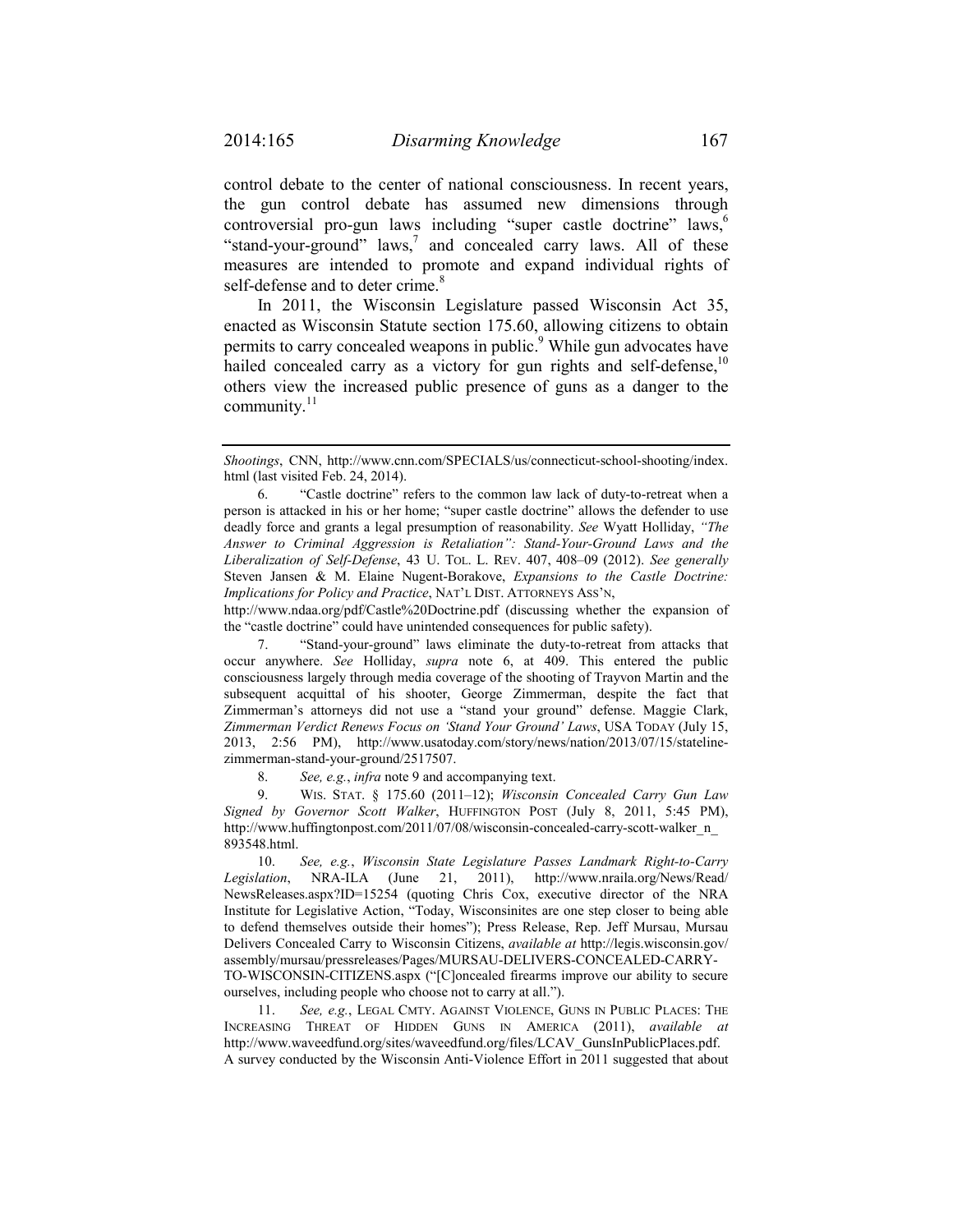control debate to the center of national consciousness. In recent years, the gun control debate has assumed new dimensions through controversial pro-gun laws including "super castle doctrine" laws,[6] "stand-your-ground" laws,[7] and concealed carry laws. All of these measures are intended to promote and expand individual rights of self-defense and to deter crime.[8]

In 2011, the Wisconsin Legislature passed Wisconsin Act 35, enacted as Wisconsin Statute section 175.60, allowing citizens to obtain permits to carry concealed weapons in public.[9] While gun advocates have hailed concealed carry as a victory for gun rights and self-defense,[10] others view the increased public presence of guns as a danger to the community.[11]

---

*Shootings*, CNN, http://www.cnn.com/SPECIALS/us/connecticut-school-shooting/index.html (last visited Feb. 24, 2014).

6. "Castle doctrine" refers to the common law lack of duty-to-retreat when a person is attacked in his or her home; "super castle doctrine" allows the defender to use deadly force and grants a legal presumption of reasonability. *See* Wyatt Holliday, *"The Answer to Criminal Aggression is Retaliation": Stand-Your-Ground Laws and the Liberalization of Self-Defense*, 43 U. TOL. L. REV. 407, 408–09 (2012). *See generally* Steven Jansen & M. Elaine Nugent-Borakove, *Expansions to the Castle Doctrine: Implications for Policy and Practice*, NAT'L DIST. ATTORNEYS ASS'N, http://www.ndaa.org/pdf/Castle%20Doctrine.pdf (discussing whether the expansion of the "castle doctrine" could have unintended consequences for public safety).

7. "Stand-your-ground" laws eliminate the duty-to-retreat from attacks that occur anywhere. *See* Holliday, *supra* note 6, at 409. This entered the public consciousness largely through media coverage of the shooting of Trayvon Martin and the subsequent acquittal of his shooter, George Zimmerman, despite the fact that Zimmerman's attorneys did not use a "stand your ground" defense. Maggie Clark, *Zimmerman Verdict Renews Focus on 'Stand Your Ground' Laws*, USA TODAY (July 15, 2013, 2:56 PM), http://www.usatoday.com/story/news/nation/2013/07/15/stateline-zimmerman-stand-your-ground/2517507.

8. *See, e.g.*, *infra* note 9 and accompanying text.

9. WIS. STAT. § 175.60 (2011–12); *Wisconsin Concealed Carry Gun Law Signed by Governor Scott Walker*, HUFFINGTON POST (July 8, 2011, 5:45 PM), http://www.huffingtonpost.com/2011/07/08/wisconsin-concealed-carry-scott-walker_n_893548.html.

10. *See, e.g.*, *Wisconsin State Legislature Passes Landmark Right-to-Carry Legislation*, NRA-ILA (June 21, 2011), http://www.nraila.org/News/Read/NewsReleases.aspx?ID=15254 (quoting Chris Cox, executive director of the NRA Institute for Legislative Action, "Today, Wisconsinites are one step closer to being able to defend themselves outside their homes"); Press Release, Rep. Jeff Mursau, Mursau Delivers Concealed Carry to Wisconsin Citizens, *available at* http://legis.wisconsin.gov/assembly/mursau/pressreleases/Pages/MURSAU-DELIVERS-CONCEALED-CARRY-TO-WISCONSIN-CITIZENS.aspx ("[C]oncealed firearms improve our ability to secure ourselves, including people who choose not to carry at all.").

11. *See, e.g.*, LEGAL CMTY. AGAINST VIOLENCE, GUNS IN PUBLIC PLACES: THE INCREASING THREAT OF HIDDEN GUNS IN AMERICA (2011), *available at* http://www.waveedfund.org/sites/waveedfund.org/files/LCAV_GunsInPublicPlaces.pdf. A survey conducted by the Wisconsin Anti-Violence Effort in 2011 suggested that about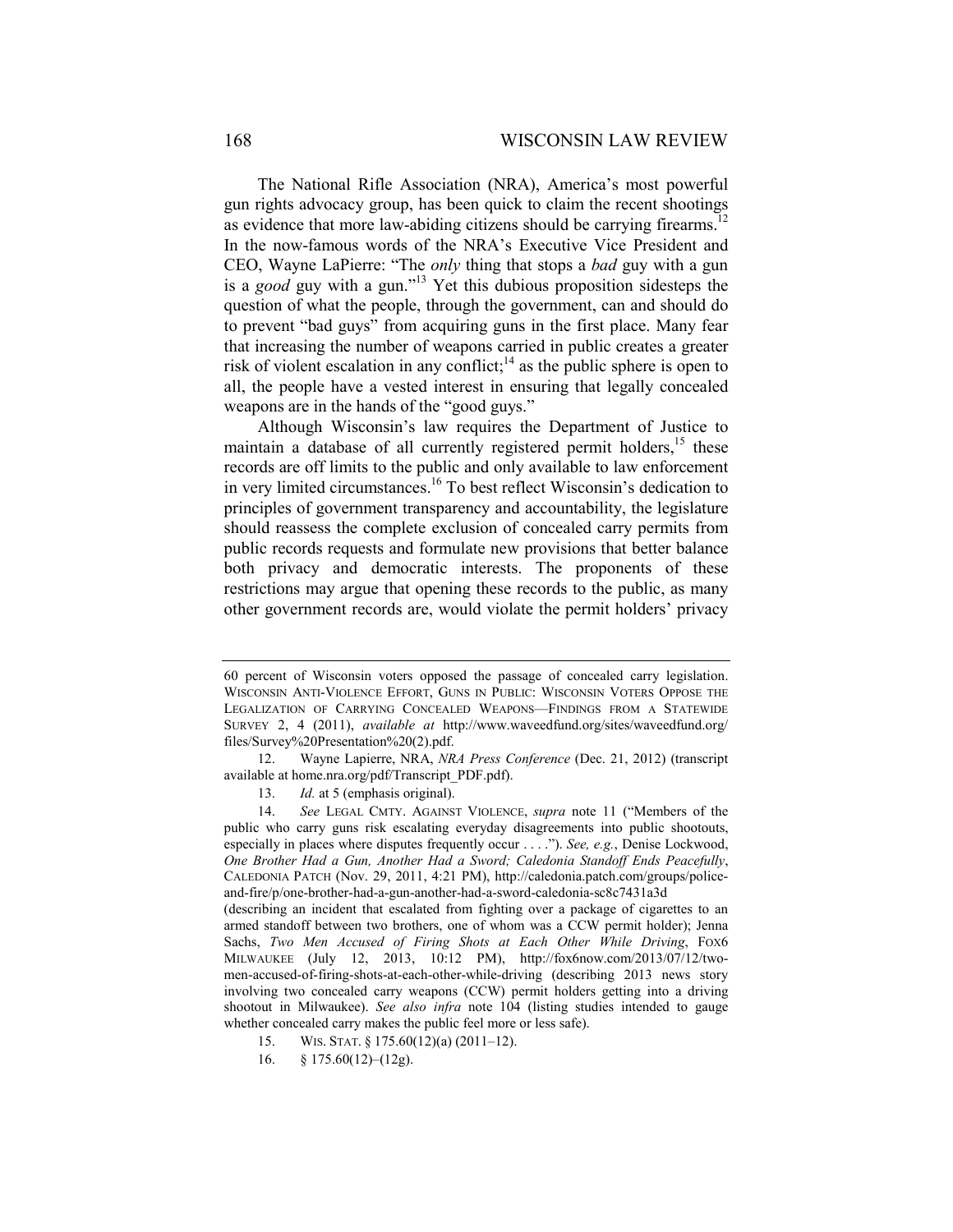The National Rifle Association (NRA), America's most powerful gun rights advocacy group, has been quick to claim the recent shootings as evidence that more law-abiding citizens should be carrying firearms.[12] In the now-famous words of the NRA's Executive Vice President and CEO, Wayne LaPierre: "The *only* thing that stops a *bad* guy with a gun is a *good* guy with a gun."[13] Yet this dubious proposition sidesteps the question of what the people, through the government, can and should do to prevent "bad guys" from acquiring guns in the first place. Many fear that increasing the number of weapons carried in public creates a greater risk of violent escalation in any conflict;[14] as the public sphere is open to all, the people have a vested interest in ensuring that legally concealed weapons are in the hands of the "good guys."

Although Wisconsin's law requires the Department of Justice to maintain a database of all currently registered permit holders,[15] these records are off limits to the public and only available to law enforcement in very limited circumstances.[16] To best reflect Wisconsin's dedication to principles of government transparency and accountability, the legislature should reassess the complete exclusion of concealed carry permits from public records requests and formulate new provisions that better balance both privacy and democratic interests. The proponents of these restrictions may argue that opening these records to the public, as many other government records are, would violate the permit holders' privacy

---

60 percent of Wisconsin voters opposed the passage of concealed carry legislation. WISCONSIN ANTI-VIOLENCE EFFORT, GUNS IN PUBLIC: WISCONSIN VOTERS OPPOSE THE LEGALIZATION OF CARRYING CONCEALED WEAPONS—FINDINGS FROM A STATEWIDE SURVEY 2, 4 (2011), *available at* http://www.waveedfund.org/sites/waveedfund.org/files/Survey%20Presentation%20(2).pdf.

12. Wayne Lapierre, NRA, *NRA Press Conference* (Dec. 21, 2012) (transcript available at home.nra.org/pdf/Transcript_PDF.pdf).

13. *Id.* at 5 (emphasis original).

14. *See* LEGAL CMTY. AGAINST VIOLENCE, *supra* note 11 ("Members of the public who carry guns risk escalating everyday disagreements into public shootouts, especially in places where disputes frequently occur . . . ."). *See, e.g.*, Denise Lockwood, *One Brother Had a Gun, Another Had a Sword; Caledonia Standoff Ends Peacefully*, CALEDONIA PATCH (Nov. 29, 2011, 4:21 PM), http://caledonia.patch.com/groups/police-and-fire/p/one-brother-had-a-gun-another-had-a-sword-caledonia-sc8c7431a3d (describing an incident that escalated from fighting over a package of cigarettes to an armed standoff between two brothers, one of whom was a CCW permit holder); Jenna Sachs, *Two Men Accused of Firing Shots at Each Other While Driving*, FOX6 MILWAUKEE (July 12, 2013, 10:12 PM), http://fox6now.com/2013/07/12/two-men-accused-of-firing-shots-at-each-other-while-driving (describing 2013 news story involving two concealed carry weapons (CCW) permit holders getting into a driving shootout in Milwaukee). *See also infra* note 104 (listing studies intended to gauge whether concealed carry makes the public feel more or less safe).

15. WIS. STAT. § 175.60(12)(a) (2011–12).

16. § 175.60(12)–(12g).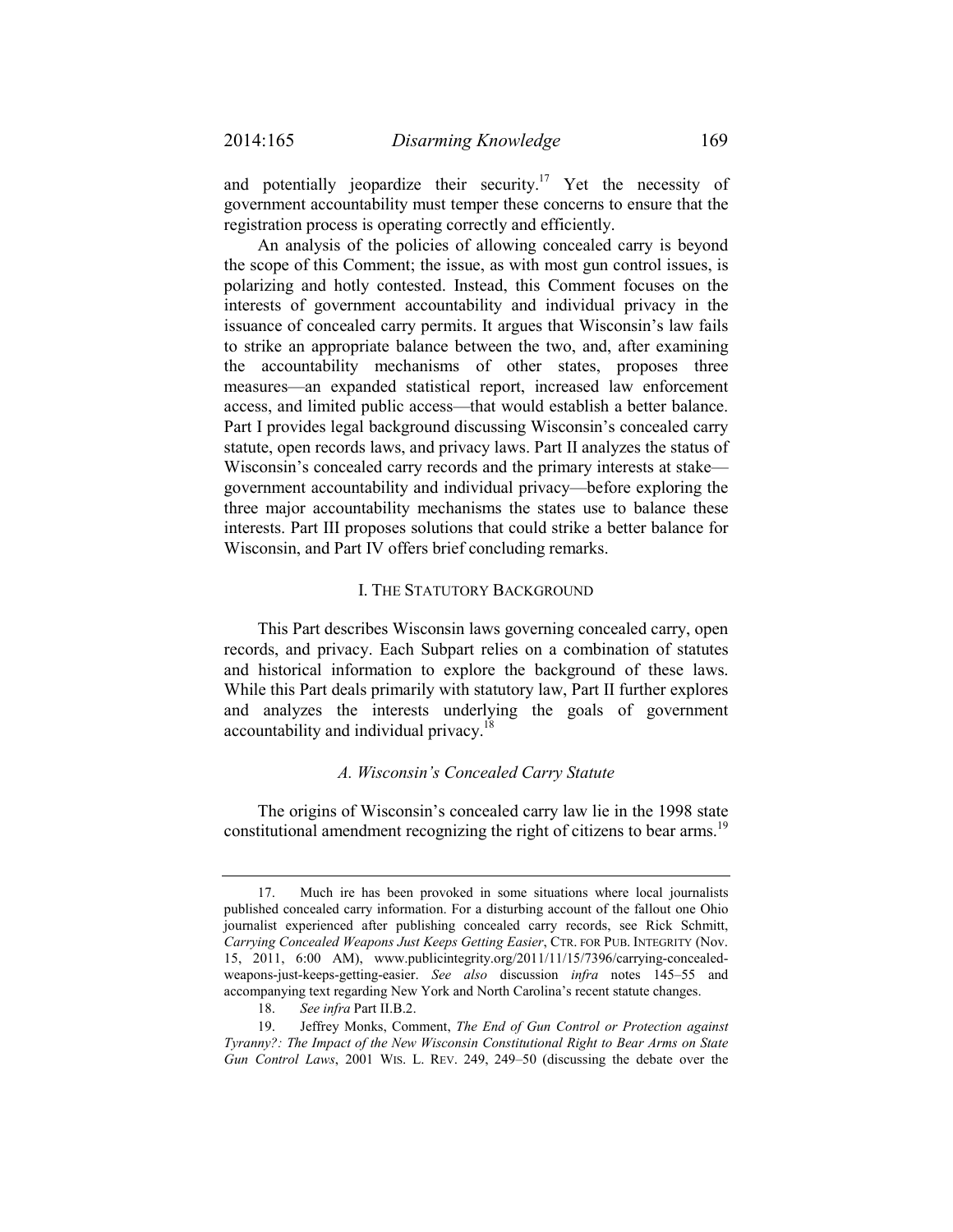and potentially jeopardize their security.[17] Yet the necessity of government accountability must temper these concerns to ensure that the registration process is operating correctly and efficiently.

An analysis of the policies of allowing concealed carry is beyond the scope of this Comment; the issue, as with most gun control issues, is polarizing and hotly contested. Instead, this Comment focuses on the interests of government accountability and individual privacy in the issuance of concealed carry permits. It argues that Wisconsin's law fails to strike an appropriate balance between the two, and, after examining the accountability mechanisms of other states, proposes three measures—an expanded statistical report, increased law enforcement access, and limited public access—that would establish a better balance. Part I provides legal background discussing Wisconsin's concealed carry statute, open records laws, and privacy laws. Part II analyzes the status of Wisconsin's concealed carry records and the primary interests at stake—government accountability and individual privacy—before exploring the three major accountability mechanisms the states use to balance these interests. Part III proposes solutions that could strike a better balance for Wisconsin, and Part IV offers brief concluding remarks.

## I. THE STATUTORY BACKGROUND

This Part describes Wisconsin laws governing concealed carry, open records, and privacy. Each Subpart relies on a combination of statutes and historical information to explore the background of these laws. While this Part deals primarily with statutory law, Part II further explores and analyzes the interests underlying the goals of government accountability and individual privacy.[18]

### *A. Wisconsin's Concealed Carry Statute*

The origins of Wisconsin's concealed carry law lie in the 1998 state constitutional amendment recognizing the right of citizens to bear arms.[19]

---

17. Much ire has been provoked in some situations where local journalists published concealed carry information. For a disturbing account of the fallout one Ohio journalist experienced after publishing concealed carry records, see Rick Schmitt, *Carrying Concealed Weapons Just Keeps Getting Easier*, CTR. FOR PUB. INTEGRITY (Nov. 15, 2011, 6:00 AM), www.publicintegrity.org/2011/11/15/7396/carrying-concealed-weapons-just-keeps-getting-easier. *See also* discussion *infra* notes 145–55 and accompanying text regarding New York and North Carolina's recent statute changes.

18. *See infra* Part II.B.2.

19. Jeffrey Monks, Comment, *The End of Gun Control or Protection against Tyranny?: The Impact of the New Wisconsin Constitutional Right to Bear Arms on State Gun Control Laws*, 2001 WIS. L. REV. 249, 249–50 (discussing the debate over the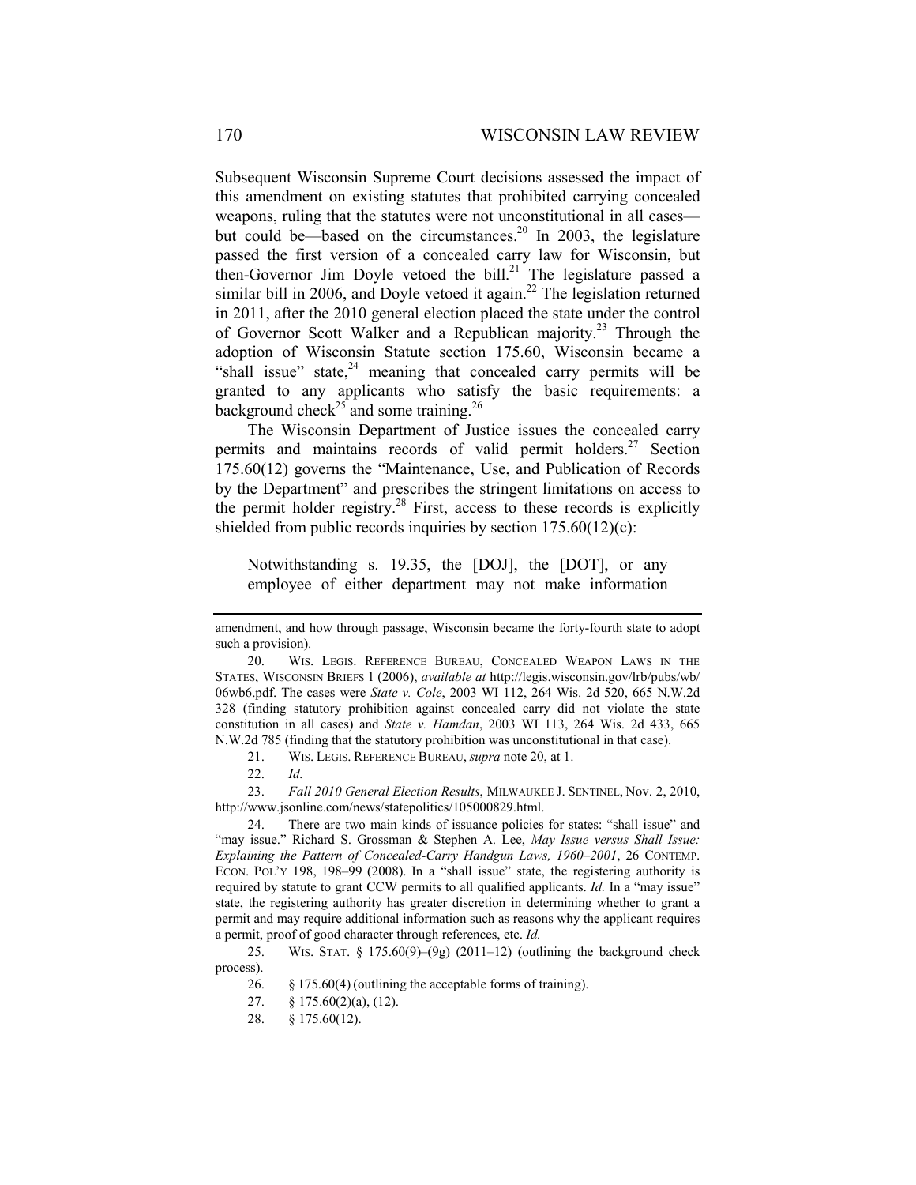Subsequent Wisconsin Supreme Court decisions assessed the impact of this amendment on existing statutes that prohibited carrying concealed weapons, ruling that the statutes were not unconstitutional in all cases—but could be—based on the circumstances.[20] In 2003, the legislature passed the first version of a concealed carry law for Wisconsin, but then-Governor Jim Doyle vetoed the bill.[21] The legislature passed a similar bill in 2006, and Doyle vetoed it again.[22] The legislation returned in 2011, after the 2010 general election placed the state under the control of Governor Scott Walker and a Republican majority.[23] Through the adoption of Wisconsin Statute section 175.60, Wisconsin became a "shall issue" state,[24] meaning that concealed carry permits will be granted to any applicants who satisfy the basic requirements: a background check[25] and some training.[26]

The Wisconsin Department of Justice issues the concealed carry permits and maintains records of valid permit holders.[27] Section 175.60(12) governs the "Maintenance, Use, and Publication of Records by the Department" and prescribes the stringent limitations on access to the permit holder registry.[28] First, access to these records is explicitly shielded from public records inquiries by section 175.60(12)(c):

> Notwithstanding s. 19.35, the [DOJ], the [DOT], or any employee of either department may not make information

---

amendment, and how through passage, Wisconsin became the forty-fourth state to adopt such a provision).

20. WIS. LEGIS. REFERENCE BUREAU, CONCEALED WEAPON LAWS IN THE STATES, WISCONSIN BRIEFS 1 (2006), *available at* http://legis.wisconsin.gov/lrb/pubs/wb/06wb6.pdf. The cases were *State v. Cole*, 2003 WI 112, 264 Wis. 2d 520, 665 N.W.2d 328 (finding statutory prohibition against concealed carry did not violate the state constitution in all cases) and *State v. Hamdan*, 2003 WI 113, 264 Wis. 2d 433, 665 N.W.2d 785 (finding that the statutory prohibition was unconstitutional in that case).

21. WIS. LEGIS. REFERENCE BUREAU, *supra* note 20, at 1.

22. *Id.*

23. *Fall 2010 General Election Results*, MILWAUKEE J. SENTINEL, Nov. 2, 2010, http://www.jsonline.com/news/statepolitics/105000829.html.

24. There are two main kinds of issuance policies for states: "shall issue" and "may issue." Richard S. Grossman & Stephen A. Lee, *May Issue versus Shall Issue: Explaining the Pattern of Concealed-Carry Handgun Laws, 1960–2001*, 26 CONTEMP. ECON. POL'Y 198, 198–99 (2008). In a "shall issue" state, the registering authority is required by statute to grant CCW permits to all qualified applicants. *Id.* In a "may issue" state, the registering authority has greater discretion in determining whether to grant a permit and may require additional information such as reasons why the applicant requires a permit, proof of good character through references, etc. *Id.*

25. WIS. STAT. § 175.60(9)–(9g) (2011–12) (outlining the background check process).

26. § 175.60(4) (outlining the acceptable forms of training).

27. § 175.60(2)(a), (12).

28. § 175.60(12).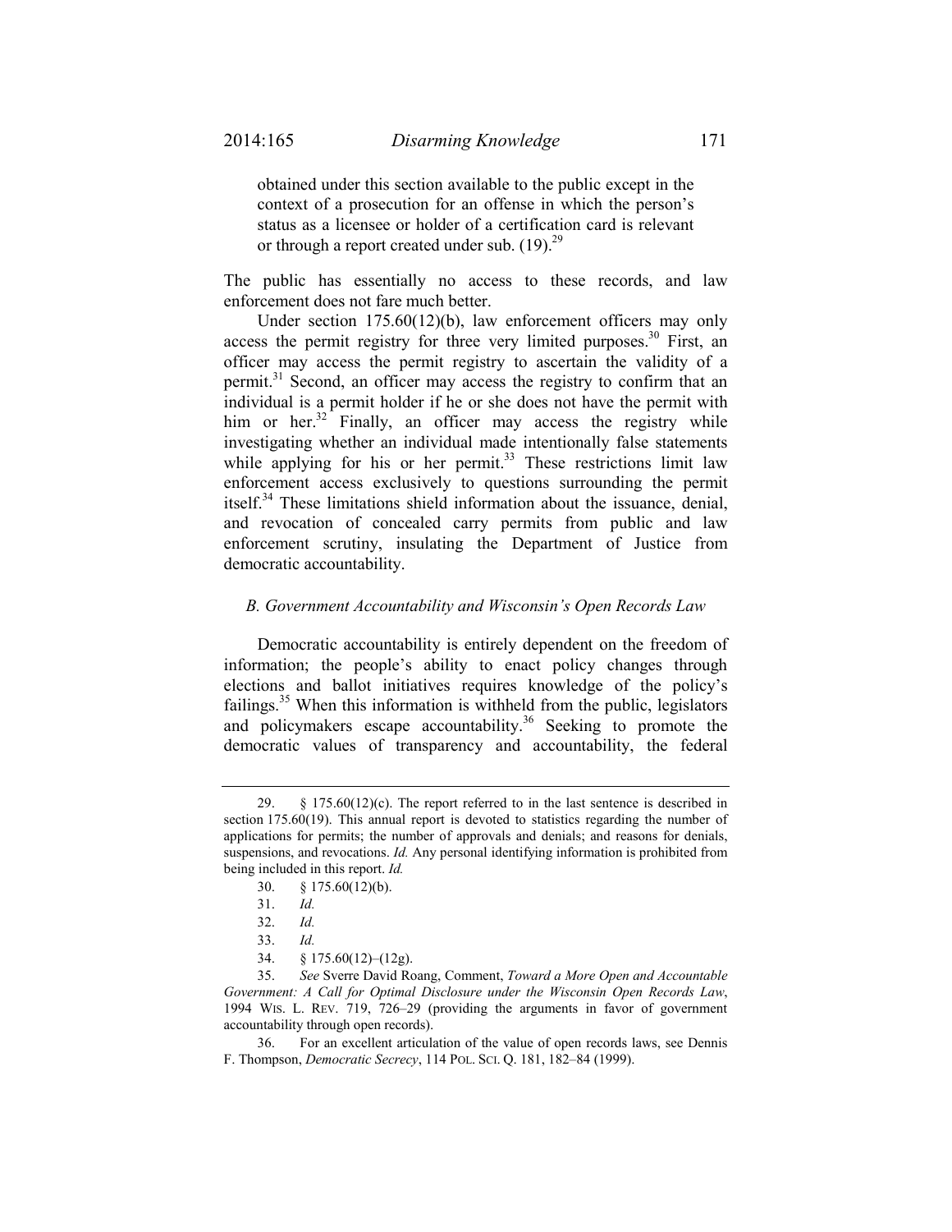obtained under this section available to the public except in the context of a prosecution for an offense in which the person's status as a licensee or holder of a certification card is relevant or through a report created under sub. (19).[29]

The public has essentially no access to these records, and law enforcement does not fare much better.

Under section 175.60(12)(b), law enforcement officers may only access the permit registry for three very limited purposes.[30] First, an officer may access the permit registry to ascertain the validity of a permit.[31] Second, an officer may access the registry to confirm that an individual is a permit holder if he or she does not have the permit with him or her.[32] Finally, an officer may access the registry while investigating whether an individual made intentionally false statements while applying for his or her permit.[33] These restrictions limit law enforcement access exclusively to questions surrounding the permit itself.[34] These limitations shield information about the issuance, denial, and revocation of concealed carry permits from public and law enforcement scrutiny, insulating the Department of Justice from democratic accountability.

### *B. Government Accountability and Wisconsin's Open Records Law*

Democratic accountability is entirely dependent on the freedom of information; the people's ability to enact policy changes through elections and ballot initiatives requires knowledge of the policy's failings.[35] When this information is withheld from the public, legislators and policymakers escape accountability.[36] Seeking to promote the democratic values of transparency and accountability, the federal

---

29. § 175.60(12)(c). The report referred to in the last sentence is described in section 175.60(19). This annual report is devoted to statistics regarding the number of applications for permits; the number of approvals and denials; and reasons for denials, suspensions, and revocations. *Id.* Any personal identifying information is prohibited from being included in this report. *Id.*

30. § 175.60(12)(b).

31. *Id.*

32. *Id.*

33. *Id.*

34. § 175.60(12)–(12g).

35. *See* Sverre David Roang, Comment, *Toward a More Open and Accountable Government: A Call for Optimal Disclosure under the Wisconsin Open Records Law*, 1994 WIS. L. REV. 719, 726–29 (providing the arguments in favor of government accountability through open records).

36. For an excellent articulation of the value of open records laws, see Dennis F. Thompson, *Democratic Secrecy*, 114 POL. SCI. Q. 181, 182–84 (1999).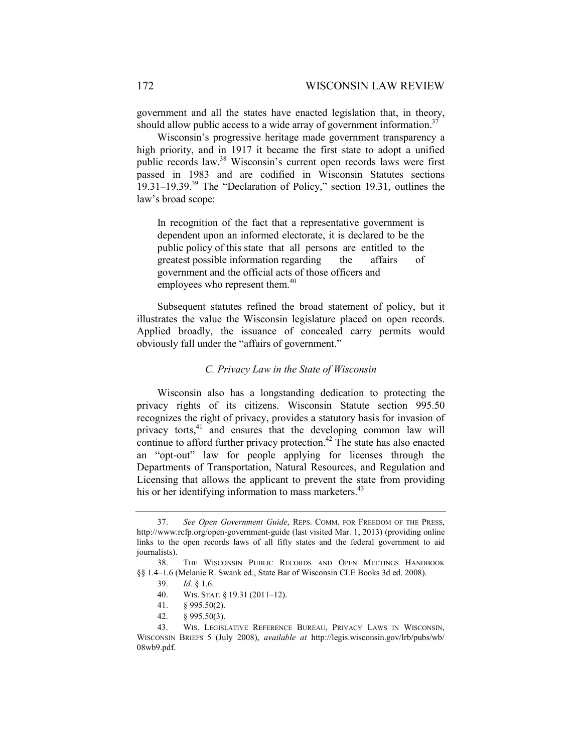government and all the states have enacted legislation that, in theory, should allow public access to a wide array of government information.[37]

Wisconsin's progressive heritage made government transparency a high priority, and in 1917 it became the first state to adopt a unified public records law.[38] Wisconsin's current open records laws were first passed in 1983 and are codified in Wisconsin Statutes sections 19.31–19.39.[39] The "Declaration of Policy," section 19.31, outlines the law's broad scope:

> In recognition of the fact that a representative government is dependent upon an informed electorate, it is declared to be the public policy of this state that all persons are entitled to the greatest possible information regarding the affairs of government and the official acts of those officers and employees who represent them.[40]

Subsequent statutes refined the broad statement of policy, but it illustrates the value the Wisconsin legislature placed on open records. Applied broadly, the issuance of concealed carry permits would obviously fall under the "affairs of government."

### *C. Privacy Law in the State of Wisconsin*

Wisconsin also has a longstanding dedication to protecting the privacy rights of its citizens. Wisconsin Statute section 995.50 recognizes the right of privacy, provides a statutory basis for invasion of privacy torts,[41] and ensures that the developing common law will continue to afford further privacy protection.[42] The state has also enacted an "opt-out" law for people applying for licenses through the Departments of Transportation, Natural Resources, and Regulation and Licensing that allows the applicant to prevent the state from providing his or her identifying information to mass marketers.[43]

---

37. *See Open Government Guide*, REPS. COMM. FOR FREEDOM OF THE PRESS, http://www.rcfp.org/open-government-guide (last visited Mar. 1, 2013) (providing online links to the open records laws of all fifty states and the federal government to aid journalists).

38. THE WISCONSIN PUBLIC RECORDS AND OPEN MEETINGS HANDBOOK §§ 1.4–1.6 (Melanie R. Swank ed., State Bar of Wisconsin CLE Books 3d ed. 2008).

39. *Id.* § 1.6.

40. WIS. STAT. § 19.31 (2011–12).

41. § 995.50(2).

42. § 995.50(3).

43. WIS. LEGISLATIVE REFERENCE BUREAU, PRIVACY LAWS IN WISCONSIN, WISCONSIN BRIEFS 5 (July 2008), *available at* http://legis.wisconsin.gov/lrb/pubs/wb/08wb9.pdf.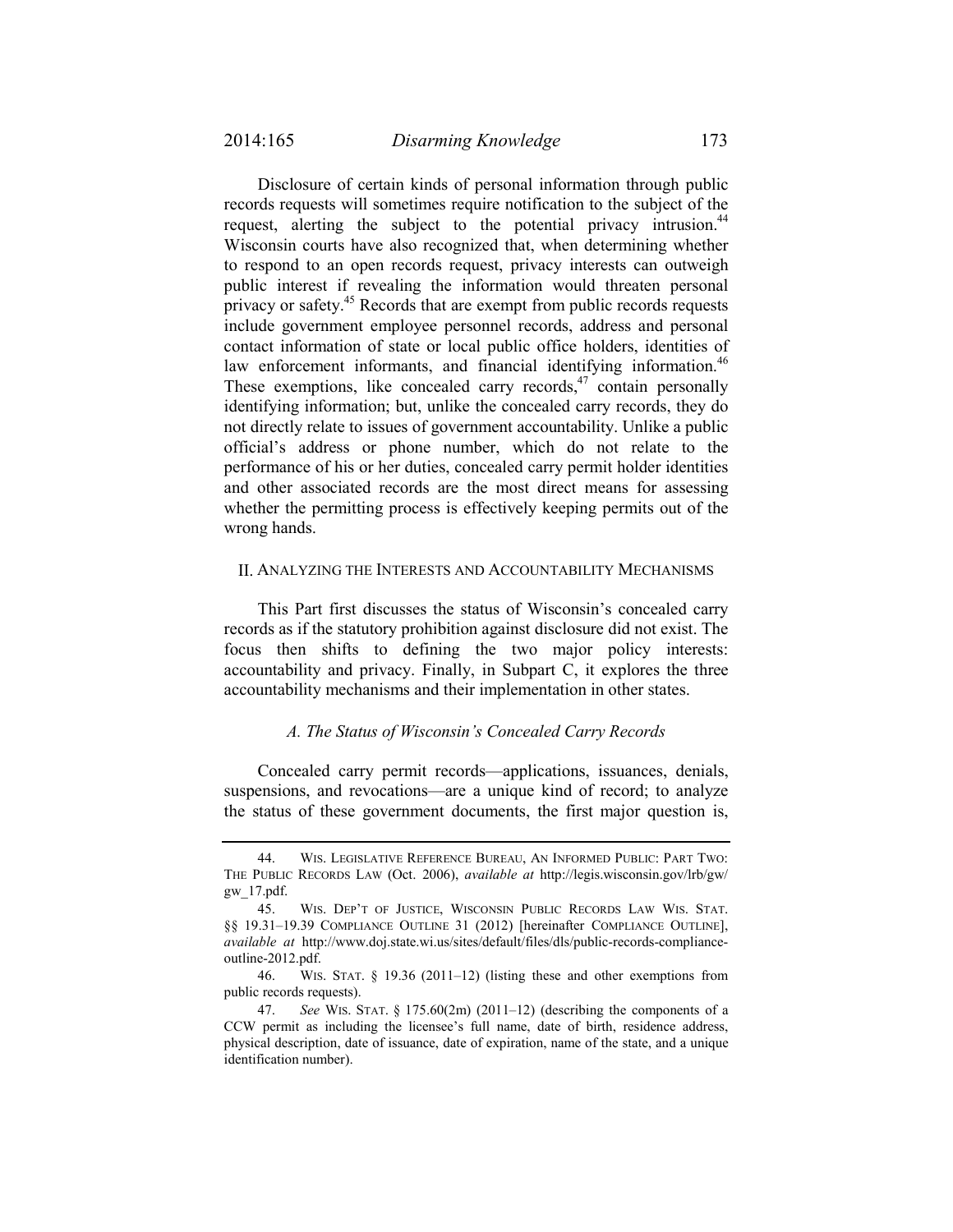Disclosure of certain kinds of personal information through public records requests will sometimes require notification to the subject of the request, alerting the subject to the potential privacy intrusion.[44] Wisconsin courts have also recognized that, when determining whether to respond to an open records request, privacy interests can outweigh public interest if revealing the information would threaten personal privacy or safety.[45] Records that are exempt from public records requests include government employee personnel records, address and personal contact information of state or local public office holders, identities of law enforcement informants, and financial identifying information.[46] These exemptions, like concealed carry records,[47] contain personally identifying information; but, unlike the concealed carry records, they do not directly relate to issues of government accountability. Unlike a public official's address or phone number, which do not relate to the performance of his or her duties, concealed carry permit holder identities and other associated records are the most direct means for assessing whether the permitting process is effectively keeping permits out of the wrong hands.

## II. ANALYZING THE INTERESTS AND ACCOUNTABILITY MECHANISMS

This Part first discusses the status of Wisconsin's concealed carry records as if the statutory prohibition against disclosure did not exist. The focus then shifts to defining the two major policy interests: accountability and privacy. Finally, in Subpart C, it explores the three accountability mechanisms and their implementation in other states.

### *A. The Status of Wisconsin's Concealed Carry Records*

Concealed carry permit records—applications, issuances, denials, suspensions, and revocations—are a unique kind of record; to analyze the status of these government documents, the first major question is,

---

44. WIS. LEGISLATIVE REFERENCE BUREAU, AN INFORMED PUBLIC: PART TWO: THE PUBLIC RECORDS LAW (Oct. 2006), *available at* http://legis.wisconsin.gov/lrb/gw/gw_17.pdf.

45. WIS. DEP'T OF JUSTICE, WISCONSIN PUBLIC RECORDS LAW WIS. STAT. §§ 19.31–19.39 COMPLIANCE OUTLINE 31 (2012) [hereinafter COMPLIANCE OUTLINE], *available at* http://www.doj.state.wi.us/sites/default/files/dls/public-records-compliance-outline-2012.pdf.

46. WIS. STAT. § 19.36 (2011–12) (listing these and other exemptions from public records requests).

47. *See* WIS. STAT. § 175.60(2m) (2011–12) (describing the components of a CCW permit as including the licensee's full name, date of birth, residence address, physical description, date of issuance, date of expiration, name of the state, and a unique identification number).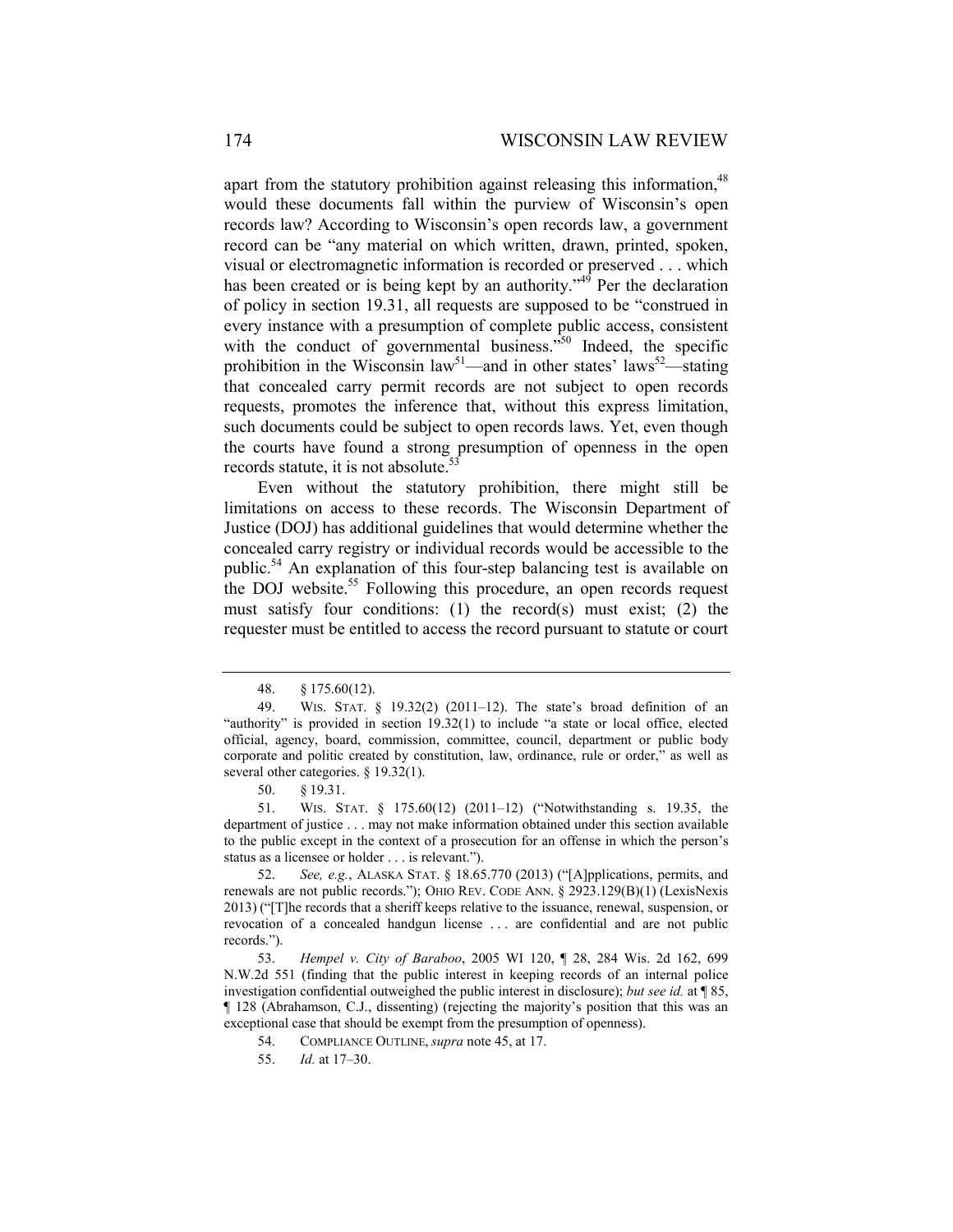apart from the statutory prohibition against releasing this information,[48] would these documents fall within the purview of Wisconsin's open records law? According to Wisconsin's open records law, a government record can be "any material on which written, drawn, printed, spoken, visual or electromagnetic information is recorded or preserved . . . which has been created or is being kept by an authority."[49] Per the declaration of policy in section 19.31, all requests are supposed to be "construed in every instance with a presumption of complete public access, consistent with the conduct of governmental business."[50] Indeed, the specific prohibition in the Wisconsin law[51]—and in other states' laws[52]—stating that concealed carry permit records are not subject to open records requests, promotes the inference that, without this express limitation, such documents could be subject to open records laws. Yet, even though the courts have found a strong presumption of openness in the open records statute, it is not absolute.[53]

Even without the statutory prohibition, there might still be limitations on access to these records. The Wisconsin Department of Justice (DOJ) has additional guidelines that would determine whether the concealed carry registry or individual records would be accessible to the public.[54] An explanation of this four-step balancing test is available on the DOJ website.[55] Following this procedure, an open records request must satisfy four conditions: (1) the record(s) must exist; (2) the requester must be entitled to access the record pursuant to statute or court

---

48. § 175.60(12).

49. WIS. STAT. § 19.32(2) (2011–12). The state's broad definition of an "authority" is provided in section 19.32(1) to include "a state or local office, elected official, agency, board, commission, committee, council, department or public body corporate and politic created by constitution, law, ordinance, rule or order," as well as several other categories. § 19.32(1).

50. § 19.31.

51. WIS. STAT. § 175.60(12) (2011–12) ("Notwithstanding s. 19.35, the department of justice . . . may not make information obtained under this section available to the public except in the context of a prosecution for an offense in which the person's status as a licensee or holder . . . is relevant.").

52. *See, e.g.*, ALASKA STAT. § 18.65.770 (2013) ("[A]pplications, permits, and renewals are not public records."); OHIO REV. CODE ANN. § 2923.129(B)(1) (LexisNexis 2013) ("[T]he records that a sheriff keeps relative to the issuance, renewal, suspension, or revocation of a concealed handgun license . . . are confidential and are not public records.").

53. *Hempel v. City of Baraboo*, 2005 WI 120, ¶ 28, 284 Wis. 2d 162, 699 N.W.2d 551 (finding that the public interest in keeping records of an internal police investigation confidential outweighed the public interest in disclosure); *but see id.* at ¶ 85, ¶ 128 (Abrahamson, C.J., dissenting) (rejecting the majority's position that this was an exceptional case that should be exempt from the presumption of openness).

54. COMPLIANCE OUTLINE, *supra* note 45, at 17.

55. *Id.* at 17–30.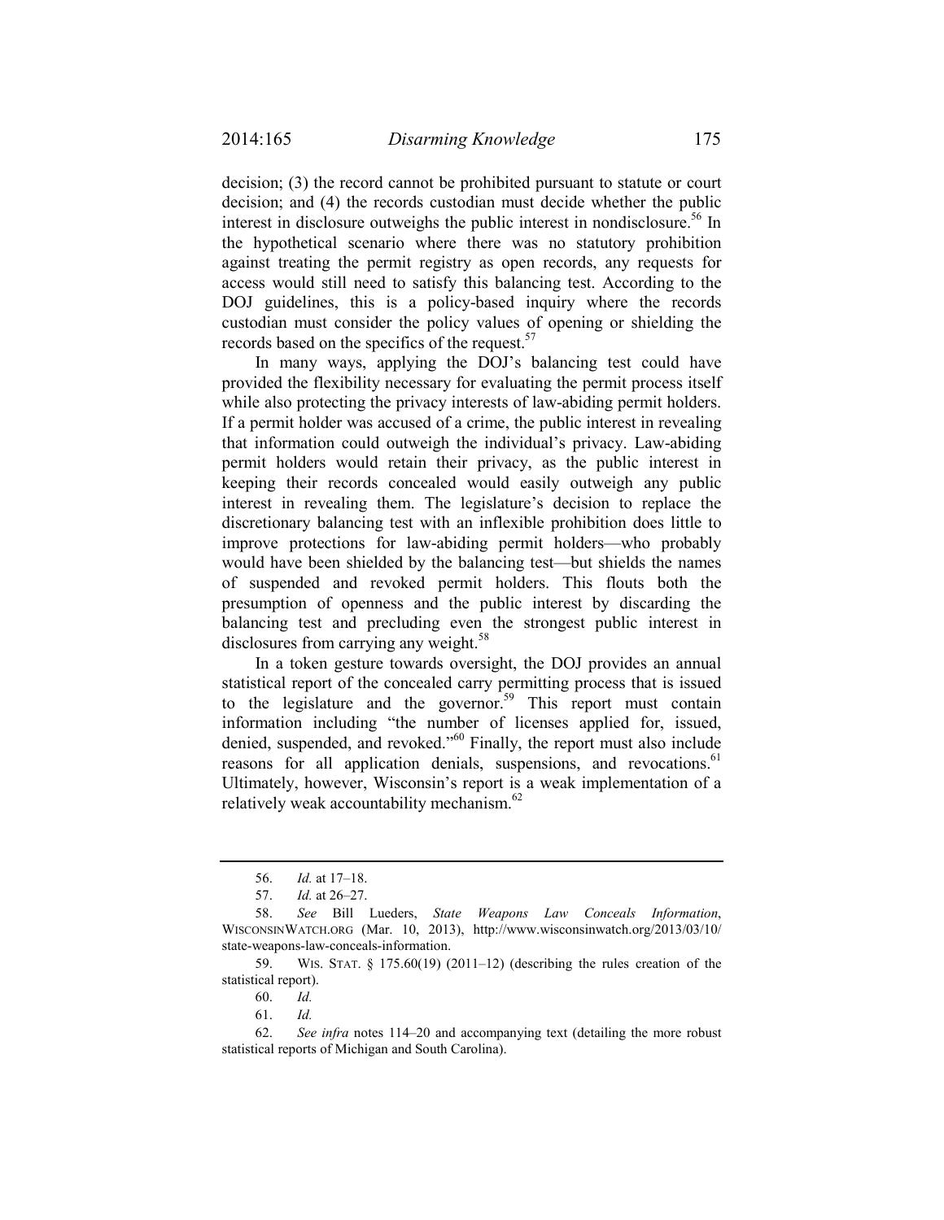decision; (3) the record cannot be prohibited pursuant to statute or court decision; and (4) the records custodian must decide whether the public interest in disclosure outweighs the public interest in nondisclosure.[56] In the hypothetical scenario where there was no statutory prohibition against treating the permit registry as open records, any requests for access would still need to satisfy this balancing test. According to the DOJ guidelines, this is a policy-based inquiry where the records custodian must consider the policy values of opening or shielding the records based on the specifics of the request.[57]

In many ways, applying the DOJ's balancing test could have provided the flexibility necessary for evaluating the permit process itself while also protecting the privacy interests of law-abiding permit holders. If a permit holder was accused of a crime, the public interest in revealing that information could outweigh the individual's privacy. Law-abiding permit holders would retain their privacy, as the public interest in keeping their records concealed would easily outweigh any public interest in revealing them. The legislature's decision to replace the discretionary balancing test with an inflexible prohibition does little to improve protections for law-abiding permit holders—who probably would have been shielded by the balancing test—but shields the names of suspended and revoked permit holders. This flouts both the presumption of openness and the public interest by discarding the balancing test and precluding even the strongest public interest in disclosures from carrying any weight.[58]

In a token gesture towards oversight, the DOJ provides an annual statistical report of the concealed carry permitting process that is issued to the legislature and the governor.[59] This report must contain information including "the number of licenses applied for, issued, denied, suspended, and revoked."[60] Finally, the report must also include reasons for all application denials, suspensions, and revocations.[61] Ultimately, however, Wisconsin's report is a weak implementation of a relatively weak accountability mechanism.[62]

---

56. *Id.* at 17–18.

57. *Id.* at 26–27.

58. *See* Bill Lueders, *State Weapons Law Conceals Information*, WISCONSINWATCH.ORG (Mar. 10, 2013), http://www.wisconsinwatch.org/2013/03/10/state-weapons-law-conceals-information.

59. WIS. STAT. § 175.60(19) (2011–12) (describing the rules creation of the statistical report).

60. *Id.*

61. *Id.*

62. *See infra* notes 114–20 and accompanying text (detailing the more robust statistical reports of Michigan and South Carolina).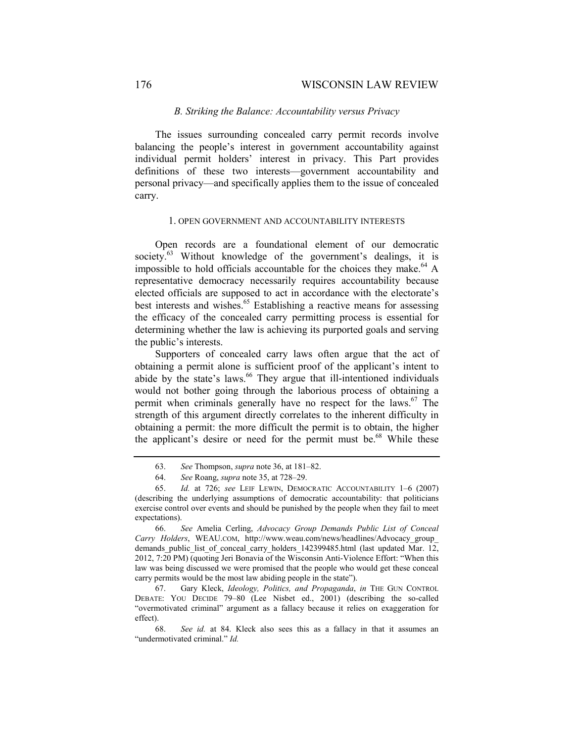### *B. Striking the Balance: Accountability versus Privacy*

The issues surrounding concealed carry permit records involve balancing the people's interest in government accountability against individual permit holders' interest in privacy. This Part provides definitions of these two interests—government accountability and personal privacy—and specifically applies them to the issue of concealed carry.

#### 1. OPEN GOVERNMENT AND ACCOUNTABILITY INTERESTS

Open records are a foundational element of our democratic society.[63] Without knowledge of the government's dealings, it is impossible to hold officials accountable for the choices they make.[64] A representative democracy necessarily requires accountability because elected officials are supposed to act in accordance with the electorate's best interests and wishes.[65] Establishing a reactive means for assessing the efficacy of the concealed carry permitting process is essential for determining whether the law is achieving its purported goals and serving the public's interests.

Supporters of concealed carry laws often argue that the act of obtaining a permit alone is sufficient proof of the applicant's intent to abide by the state's laws.[66] They argue that ill-intentioned individuals would not bother going through the laborious process of obtaining a permit when criminals generally have no respect for the laws.[67] The strength of this argument directly correlates to the inherent difficulty in obtaining a permit: the more difficult the permit is to obtain, the higher the applicant's desire or need for the permit must be.[68] While these

---

63. *See* Thompson, *supra* note 36, at 181–82.

64. *See* Roang, *supra* note 35, at 728–29.

65. *Id.* at 726; *see* LEIF LEWIN, DEMOCRATIC ACCOUNTABILITY 1–6 (2007) (describing the underlying assumptions of democratic accountability: that politicians exercise control over events and should be punished by the people when they fail to meet expectations).

66. *See* Amelia Cerling, *Advocacy Group Demands Public List of Conceal Carry Holders*, WEAU.COM, http://www.weau.com/news/headlines/Advocacy_group_demands_public_list_of_conceal_carry_holders_142399485.html (last updated Mar. 12, 2012, 7:20 PM) (quoting Jeri Bonavia of the Wisconsin Anti-Violence Effort: "When this law was being discussed we were promised that the people who would get these conceal carry permits would be the most law abiding people in the state").

67. Gary Kleck, *Ideology, Politics, and Propaganda*, *in* THE GUN CONTROL DEBATE: YOU DECIDE 79–80 (Lee Nisbet ed., 2001) (describing the so-called "overmotivated criminal" argument as a fallacy because it relies on exaggeration for effect).

68. *See id.* at 84. Kleck also sees this as a fallacy in that it assumes an "undermotivated criminal." *Id.*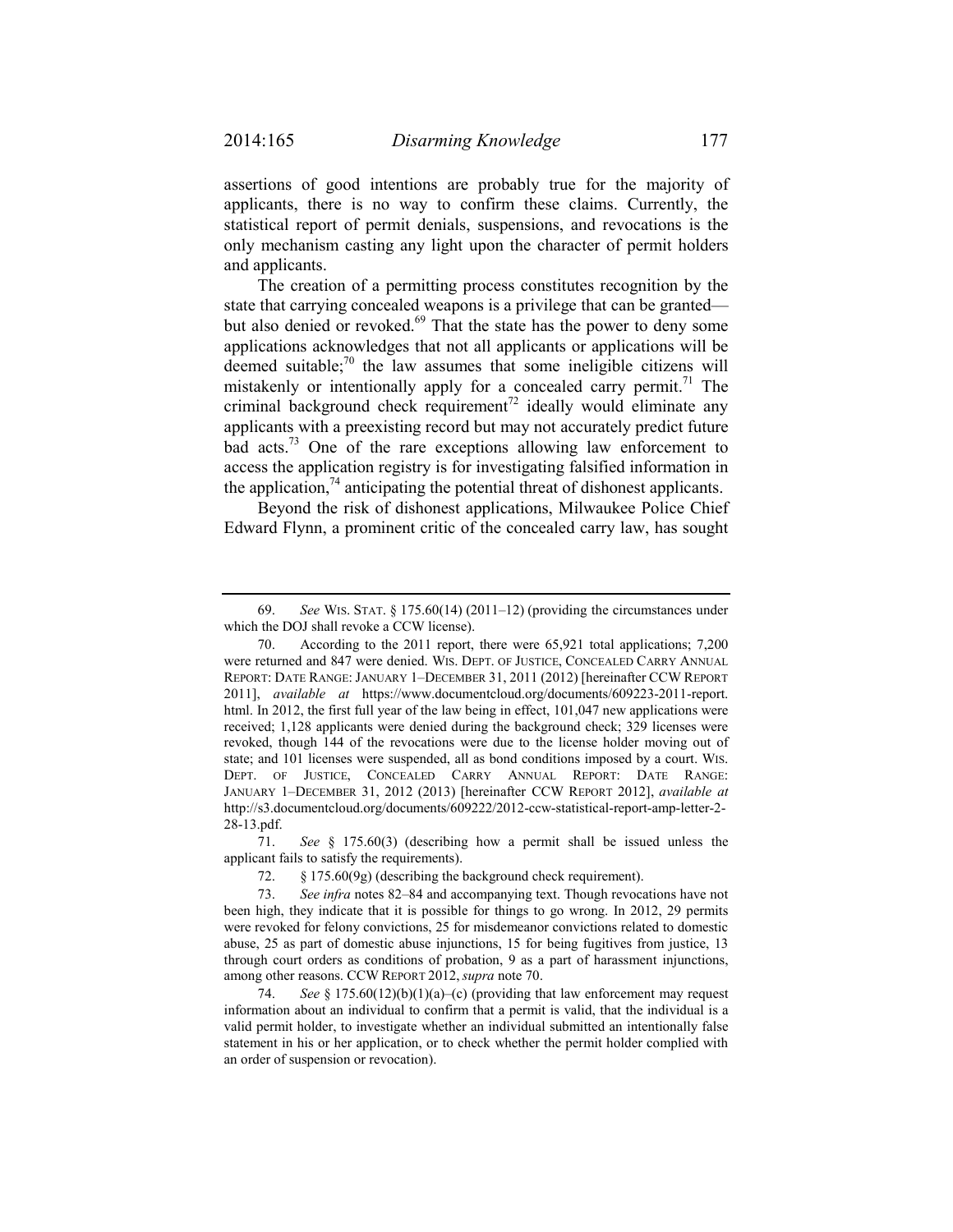assertions of good intentions are probably true for the majority of applicants, there is no way to confirm these claims. Currently, the statistical report of permit denials, suspensions, and revocations is the only mechanism casting any light upon the character of permit holders and applicants.

The creation of a permitting process constitutes recognition by the state that carrying concealed weapons is a privilege that can be granted—but also denied or revoked.[69] That the state has the power to deny some applications acknowledges that not all applicants or applications will be deemed suitable;[70] the law assumes that some ineligible citizens will mistakenly or intentionally apply for a concealed carry permit.[71] The criminal background check requirement[72] ideally would eliminate any applicants with a preexisting record but may not accurately predict future bad acts.[73] One of the rare exceptions allowing law enforcement to access the application registry is for investigating falsified information in the application,[74] anticipating the potential threat of dishonest applicants.

Beyond the risk of dishonest applications, Milwaukee Police Chief Edward Flynn, a prominent critic of the concealed carry law, has sought

---

69. *See* WIS. STAT. § 175.60(14) (2011–12) (providing the circumstances under which the DOJ shall revoke a CCW license).

70. According to the 2011 report, there were 65,921 total applications; 7,200 were returned and 847 were denied. WIS. DEPT. OF JUSTICE, CONCEALED CARRY ANNUAL REPORT: DATE RANGE: JANUARY 1–DECEMBER 31, 2011 (2012) [hereinafter CCW REPORT 2011], *available at* https://www.documentcloud.org/documents/609223-2011-report.html. In 2012, the first full year of the law being in effect, 101,047 new applications were received; 1,128 applicants were denied during the background check; 329 licenses were revoked, though 144 of the revocations were due to the license holder moving out of state; and 101 licenses were suspended, all as bond conditions imposed by a court. WIS. DEPT. OF JUSTICE, CONCEALED CARRY ANNUAL REPORT: DATE RANGE: JANUARY 1–DECEMBER 31, 2012 (2013) [hereinafter CCW REPORT 2012], *available at* http://s3.documentcloud.org/documents/609222/2012-ccw-statistical-report-amp-letter-2-28-13.pdf.

71. *See* § 175.60(3) (describing how a permit shall be issued unless the applicant fails to satisfy the requirements).

72. § 175.60(9g) (describing the background check requirement).

73. *See infra* notes 82–84 and accompanying text. Though revocations have not been high, they indicate that it is possible for things to go wrong. In 2012, 29 permits were revoked for felony convictions, 25 for misdemeanor convictions related to domestic abuse, 25 as part of domestic abuse injunctions, 15 for being fugitives from justice, 13 through court orders as conditions of probation, 9 as a part of harassment injunctions, among other reasons. CCW REPORT 2012, *supra* note 70.

74. *See* § 175.60(12)(b)(1)(a)–(c) (providing that law enforcement may request information about an individual to confirm that a permit is valid, that the individual is a valid permit holder, to investigate whether an individual submitted an intentionally false statement in his or her application, or to check whether the permit holder complied with an order of suspension or revocation).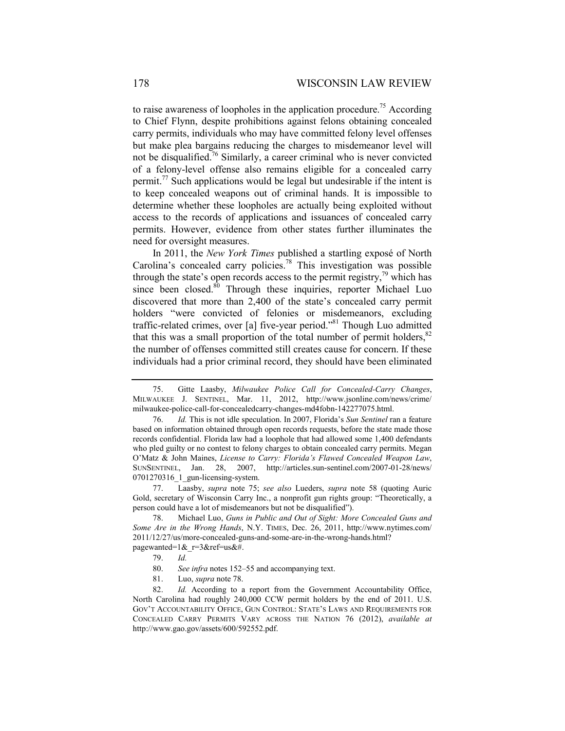to raise awareness of loopholes in the application procedure.[75] According to Chief Flynn, despite prohibitions against felons obtaining concealed carry permits, individuals who may have committed felony level offenses but make plea bargains reducing the charges to misdemeanor level will not be disqualified.[76] Similarly, a career criminal who is never convicted of a felony-level offense also remains eligible for a concealed carry permit.[77] Such applications would be legal but undesirable if the intent is to keep concealed weapons out of criminal hands. It is impossible to determine whether these loopholes are actually being exploited without access to the records of applications and issuances of concealed carry permits. However, evidence from other states further illuminates the need for oversight measures.

In 2011, the *New York Times* published a startling exposé of North Carolina's concealed carry policies.[78] This investigation was possible through the state's open records access to the permit registry,[79] which has since been closed.[80] Through these inquiries, reporter Michael Luo discovered that more than 2,400 of the state's concealed carry permit holders "were convicted of felonies or misdemeanors, excluding traffic-related crimes, over [a] five-year period."[81] Though Luo admitted that this was a small proportion of the total number of permit holders,[82] the number of offenses committed still creates cause for concern. If these individuals had a prior criminal record, they should have been eliminated

---

75. Gitte Laasby, *Milwaukee Police Call for Concealed-Carry Changes*, MILWAUKEE J. SENTINEL, Mar. 11, 2012, http://www.jsonline.com/news/crime/milwaukee-police-call-for-concealedcarry-changes-md4fobn-142277075.html.

76. *Id.* This is not idle speculation. In 2007, Florida's *Sun Sentinel* ran a feature based on information obtained through open records requests, before the state made those records confidential. Florida law had a loophole that had allowed some 1,400 defendants who pled guilty or no contest to felony charges to obtain concealed carry permits. Megan O'Matz & John Maines, *License to Carry: Florida's Flawed Concealed Weapon Law*, SUNSENTINEL, Jan. 28, 2007, http://articles.sun-sentinel.com/2007-01-28/news/0701270316_1_gun-licensing-system.

77. Laasby, *supra* note 75; *see also* Lueders, *supra* note 58 (quoting Auric Gold, secretary of Wisconsin Carry Inc., a nonprofit gun rights group: "Theoretically, a person could have a lot of misdemeanors but not be disqualified").

78. Michael Luo, *Guns in Public and Out of Sight: More Concealed Guns and Some Are in the Wrong Hands*, N.Y. TIMES, Dec. 26, 2011, http://www.nytimes.com/2011/12/27/us/more-concealed-guns-and-some-are-in-the-wrong-hands.html?pagewanted=1&_r=3&ref=us&#.

79. *Id.*

80. *See infra* notes 152–55 and accompanying text.

81. Luo, *supra* note 78.

82. *Id.* According to a report from the Government Accountability Office, North Carolina had roughly 240,000 CCW permit holders by the end of 2011. U.S. GOV'T ACCOUNTABILITY OFFICE, GUN CONTROL: STATE'S LAWS AND REQUIREMENTS FOR CONCEALED CARRY PERMITS VARY ACROSS THE NATION 76 (2012), *available at* http://www.gao.gov/assets/600/592552.pdf.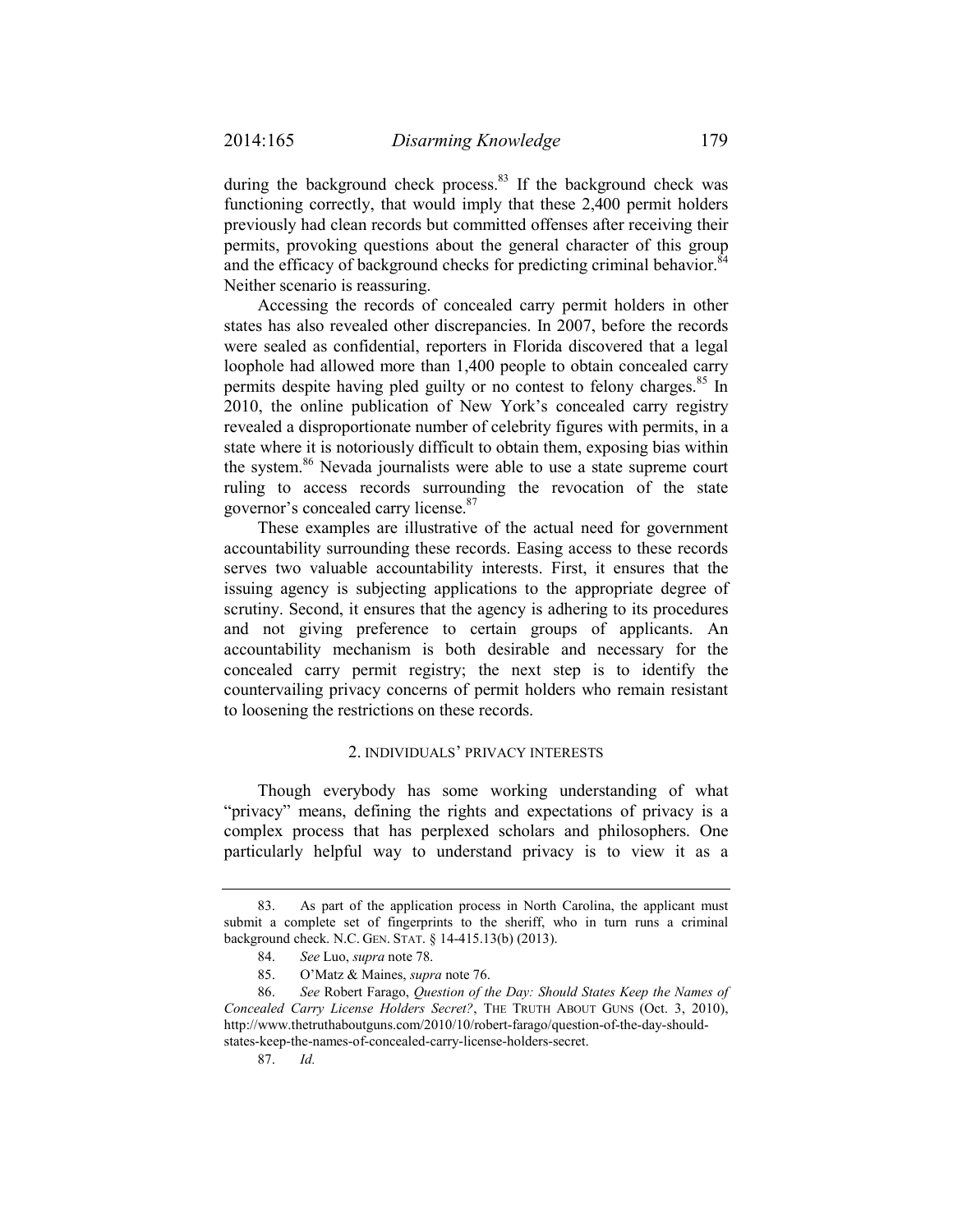during the background check process.[83] If the background check was functioning correctly, that would imply that these 2,400 permit holders previously had clean records but committed offenses after receiving their permits, provoking questions about the general character of this group and the efficacy of background checks for predicting criminal behavior.[84] Neither scenario is reassuring.

Accessing the records of concealed carry permit holders in other states has also revealed other discrepancies. In 2007, before the records were sealed as confidential, reporters in Florida discovered that a legal loophole had allowed more than 1,400 people to obtain concealed carry permits despite having pled guilty or no contest to felony charges.[85] In 2010, the online publication of New York's concealed carry registry revealed a disproportionate number of celebrity figures with permits, in a state where it is notoriously difficult to obtain them, exposing bias within the system.[86] Nevada journalists were able to use a state supreme court ruling to access records surrounding the revocation of the state governor's concealed carry license.[87]

These examples are illustrative of the actual need for government accountability surrounding these records. Easing access to these records serves two valuable accountability interests. First, it ensures that the issuing agency is subjecting applications to the appropriate degree of scrutiny. Second, it ensures that the agency is adhering to its procedures and not giving preference to certain groups of applicants. An accountability mechanism is both desirable and necessary for the concealed carry permit registry; the next step is to identify the countervailing privacy concerns of permit holders who remain resistant to loosening the restrictions on these records.

### 2. INDIVIDUALS' PRIVACY INTERESTS

Though everybody has some working understanding of what "privacy" means, defining the rights and expectations of privacy is a complex process that has perplexed scholars and philosophers. One particularly helpful way to understand privacy is to view it as a

---

83. As part of the application process in North Carolina, the applicant must submit a complete set of fingerprints to the sheriff, who in turn runs a criminal background check. N.C. GEN. STAT. § 14-415.13(b) (2013).

84. *See* Luo, *supra* note 78.

85. O'Matz & Maines, *supra* note 76.

86. *See* Robert Farago, *Question of the Day: Should States Keep the Names of Concealed Carry License Holders Secret?*, THE TRUTH ABOUT GUNS (Oct. 3, 2010), http://www.thetruthaboutguns.com/2010/10/robert-farago/question-of-the-day-should-states-keep-the-names-of-concealed-carry-license-holders-secret.

87. *Id.*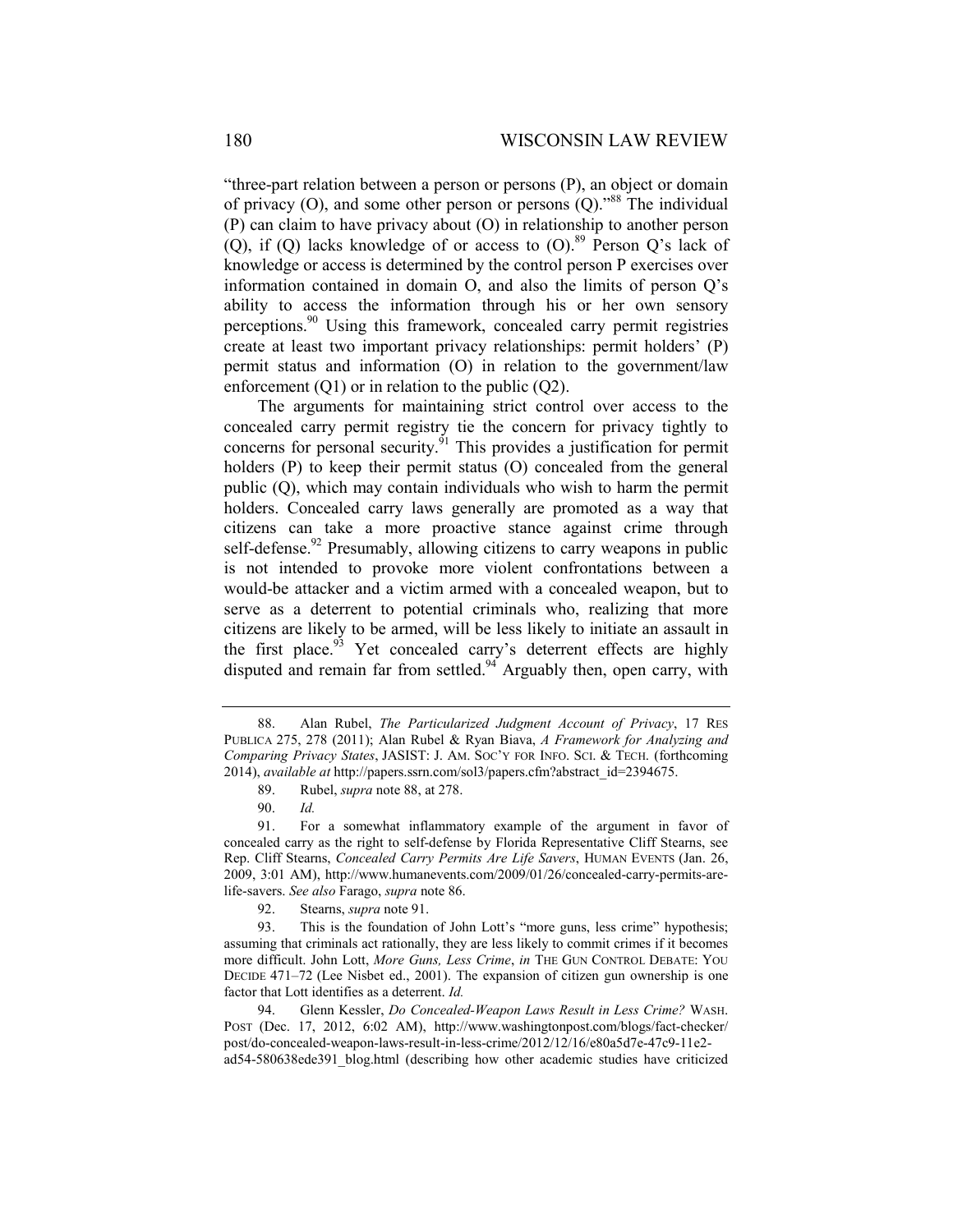"three-part relation between a person or persons (P), an object or domain of privacy (O), and some other person or persons (Q)."[88] The individual (P) can claim to have privacy about (O) in relationship to another person (Q), if (Q) lacks knowledge of or access to (O).[89] Person Q's lack of knowledge or access is determined by the control person P exercises over information contained in domain O, and also the limits of person Q's ability to access the information through his or her own sensory perceptions.[90] Using this framework, concealed carry permit registries create at least two important privacy relationships: permit holders' (P) permit status and information (O) in relation to the government/law enforcement (Q1) or in relation to the public (Q2).

The arguments for maintaining strict control over access to the concealed carry permit registry tie the concern for privacy tightly to concerns for personal security.[91] This provides a justification for permit holders (P) to keep their permit status (O) concealed from the general public (Q), which may contain individuals who wish to harm the permit holders. Concealed carry laws generally are promoted as a way that citizens can take a more proactive stance against crime through self-defense.[92] Presumably, allowing citizens to carry weapons in public is not intended to provoke more violent confrontations between a would-be attacker and a victim armed with a concealed weapon, but to serve as a deterrent to potential criminals who, realizing that more citizens are likely to be armed, will be less likely to initiate an assault in the first place.[93] Yet concealed carry's deterrent effects are highly disputed and remain far from settled.[94] Arguably then, open carry, with

---

88. Alan Rubel, *The Particularized Judgment Account of Privacy*, 17 RES PUBLICA 275, 278 (2011); Alan Rubel & Ryan Biava, *A Framework for Analyzing and Comparing Privacy States*, JASIST: J. AM. SOC'Y FOR INFO. SCI. & TECH. (forthcoming 2014), *available at* http://papers.ssrn.com/sol3/papers.cfm?abstract_id=2394675.

89. Rubel, *supra* note 88, at 278.

90. *Id.*

91. For a somewhat inflammatory example of the argument in favor of concealed carry as the right to self-defense by Florida Representative Cliff Stearns, see Rep. Cliff Stearns, *Concealed Carry Permits Are Life Savers*, HUMAN EVENTS (Jan. 26, 2009, 3:01 AM), http://www.humanevents.com/2009/01/26/concealed-carry-permits-are-life-savers. *See also* Farago, *supra* note 86.

92. Stearns, *supra* note 91.

93. This is the foundation of John Lott's "more guns, less crime" hypothesis; assuming that criminals act rationally, they are less likely to commit crimes if it becomes more difficult. John Lott, *More Guns, Less Crime*, *in* THE GUN CONTROL DEBATE: YOU DECIDE 471–72 (Lee Nisbet ed., 2001). The expansion of citizen gun ownership is one factor that Lott identifies as a deterrent. *Id.*

94. Glenn Kessler, *Do Concealed-Weapon Laws Result in Less Crime?* WASH. POST (Dec. 17, 2012, 6:02 AM), http://www.washingtonpost.com/blogs/fact-checker/post/do-concealed-weapon-laws-result-in-less-crime/2012/12/16/e80a5d7e-47c9-11e2-ad54-580638ede391_blog.html (describing how other academic studies have criticized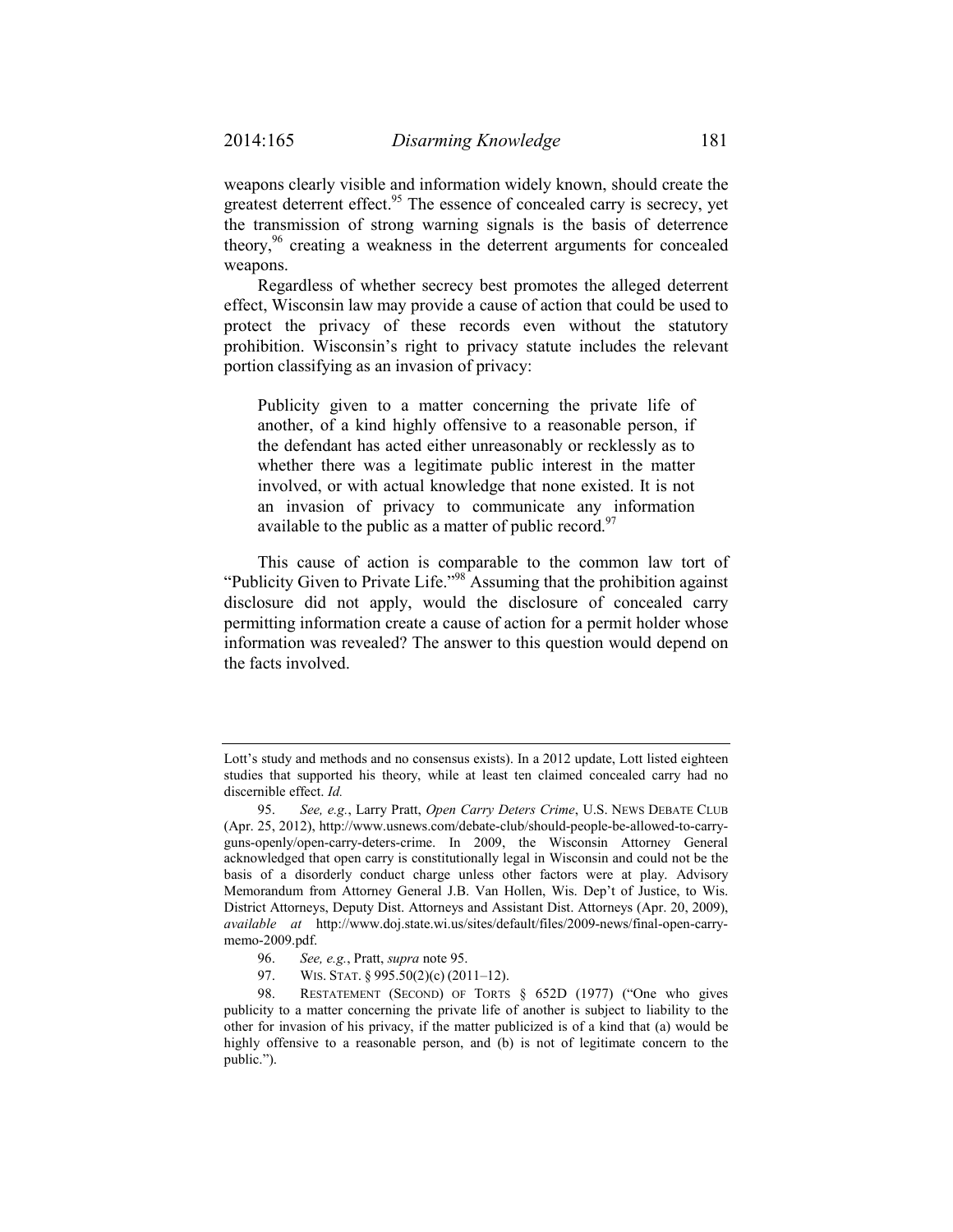weapons clearly visible and information widely known, should create the greatest deterrent effect.[95] The essence of concealed carry is secrecy, yet the transmission of strong warning signals is the basis of deterrence theory,[96] creating a weakness in the deterrent arguments for concealed weapons.

Regardless of whether secrecy best promotes the alleged deterrent effect, Wisconsin law may provide a cause of action that could be used to protect the privacy of these records even without the statutory prohibition. Wisconsin's right to privacy statute includes the relevant portion classifying as an invasion of privacy:

> Publicity given to a matter concerning the private life of another, of a kind highly offensive to a reasonable person, if the defendant has acted either unreasonably or recklessly as to whether there was a legitimate public interest in the matter involved, or with actual knowledge that none existed. It is not an invasion of privacy to communicate any information available to the public as a matter of public record.[97]

This cause of action is comparable to the common law tort of "Publicity Given to Private Life."[98] Assuming that the prohibition against disclosure did not apply, would the disclosure of concealed carry permitting information create a cause of action for a permit holder whose information was revealed? The answer to this question would depend on the facts involved.

---

Lott's study and methods and no consensus exists). In a 2012 update, Lott listed eighteen studies that supported his theory, while at least ten claimed concealed carry had no discernible effect. *Id.*

95. *See, e.g.*, Larry Pratt, *Open Carry Deters Crime*, U.S. NEWS DEBATE CLUB (Apr. 25, 2012), http://www.usnews.com/debate-club/should-people-be-allowed-to-carry-guns-openly/open-carry-deters-crime. In 2009, the Wisconsin Attorney General acknowledged that open carry is constitutionally legal in Wisconsin and could not be the basis of a disorderly conduct charge unless other factors were at play. Advisory Memorandum from Attorney General J.B. Van Hollen, Wis. Dep't of Justice, to Wis. District Attorneys, Deputy Dist. Attorneys and Assistant Dist. Attorneys (Apr. 20, 2009), *available at* http://www.doj.state.wi.us/sites/default/files/2009-news/final-open-carry-memo-2009.pdf.

96. *See, e.g.*, Pratt, *supra* note 95.

97. WIS. STAT. § 995.50(2)(c) (2011–12).

98. RESTATEMENT (SECOND) OF TORTS § 652D (1977) ("One who gives publicity to a matter concerning the private life of another is subject to liability to the other for invasion of his privacy, if the matter publicized is of a kind that (a) would be highly offensive to a reasonable person, and (b) is not of legitimate concern to the public.").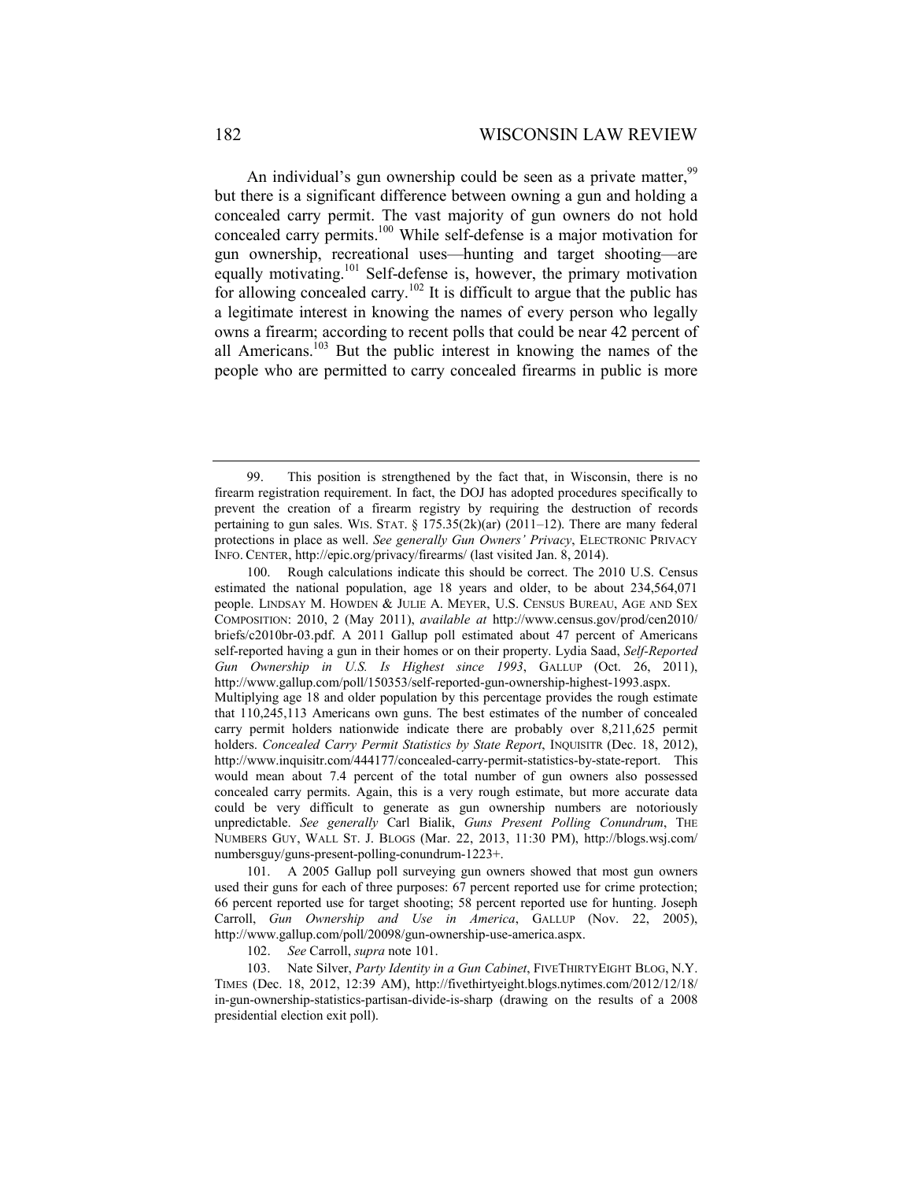An individual's gun ownership could be seen as a private matter,[99] but there is a significant difference between owning a gun and holding a concealed carry permit. The vast majority of gun owners do not hold concealed carry permits.[100] While self-defense is a major motivation for gun ownership, recreational uses—hunting and target shooting—are equally motivating.[101] Self-defense is, however, the primary motivation for allowing concealed carry.[102] It is difficult to argue that the public has a legitimate interest in knowing the names of every person who legally owns a firearm; according to recent polls that could be near 42 percent of all Americans.[103] But the public interest in knowing the names of the people who are permitted to carry concealed firearms in public is more

---

99. This position is strengthened by the fact that, in Wisconsin, there is no firearm registration requirement. In fact, the DOJ has adopted procedures specifically to prevent the creation of a firearm registry by requiring the destruction of records pertaining to gun sales. WIS. STAT. § 175.35(2k)(ar) (2011–12). There are many federal protections in place as well. *See generally Gun Owners' Privacy*, ELECTRONIC PRIVACY INFO. CENTER, http://epic.org/privacy/firearms/ (last visited Jan. 8, 2014).

100. Rough calculations indicate this should be correct. The 2010 U.S. Census estimated the national population, age 18 years and older, to be about 234,564,071 people. LINDSAY M. HOWDEN & JULIE A. MEYER, U.S. CENSUS BUREAU, AGE AND SEX COMPOSITION: 2010, 2 (May 2011), *available at* http://www.census.gov/prod/cen2010/briefs/c2010br-03.pdf. A 2011 Gallup poll estimated about 47 percent of Americans self-reported having a gun in their homes or on their property. Lydia Saad, *Self-Reported Gun Ownership in U.S. Is Highest since 1993*, GALLUP (Oct. 26, 2011), http://www.gallup.com/poll/150353/self-reported-gun-ownership-highest-1993.aspx. Multiplying age 18 and older population by this percentage provides the rough estimate that 110,245,113 Americans own guns. The best estimates of the number of concealed carry permit holders nationwide indicate there are probably over 8,211,625 permit holders. *Concealed Carry Permit Statistics by State Report*, INQUISITR (Dec. 18, 2012), http://www.inquisitr.com/444177/concealed-carry-permit-statistics-by-state-report. This would mean about 7.4 percent of the total number of gun owners also possessed concealed carry permits. Again, this is a very rough estimate, but more accurate data could be very difficult to generate as gun ownership numbers are notoriously unpredictable. *See generally* Carl Bialik, *Guns Present Polling Conundrum*, THE NUMBERS GUY, WALL ST. J. BLOGS (Mar. 22, 2013, 11:30 PM), http://blogs.wsj.com/numbersguy/guns-present-polling-conundrum-1223+.

101. A 2005 Gallup poll surveying gun owners showed that most gun owners used their guns for each of three purposes: 67 percent reported use for crime protection; 66 percent reported use for target shooting; 58 percent reported use for hunting. Joseph Carroll, *Gun Ownership and Use in America*, GALLUP (Nov. 22, 2005), http://www.gallup.com/poll/20098/gun-ownership-use-america.aspx.

102. *See* Carroll, *supra* note 101.

103. Nate Silver, *Party Identity in a Gun Cabinet*, FIVETHIRTYEIGHT BLOG, N.Y. TIMES (Dec. 18, 2012, 12:39 AM), http://fivethirtyeight.blogs.nytimes.com/2012/12/18/in-gun-ownership-statistics-partisan-divide-is-sharp (drawing on the results of a 2008 presidential election exit poll).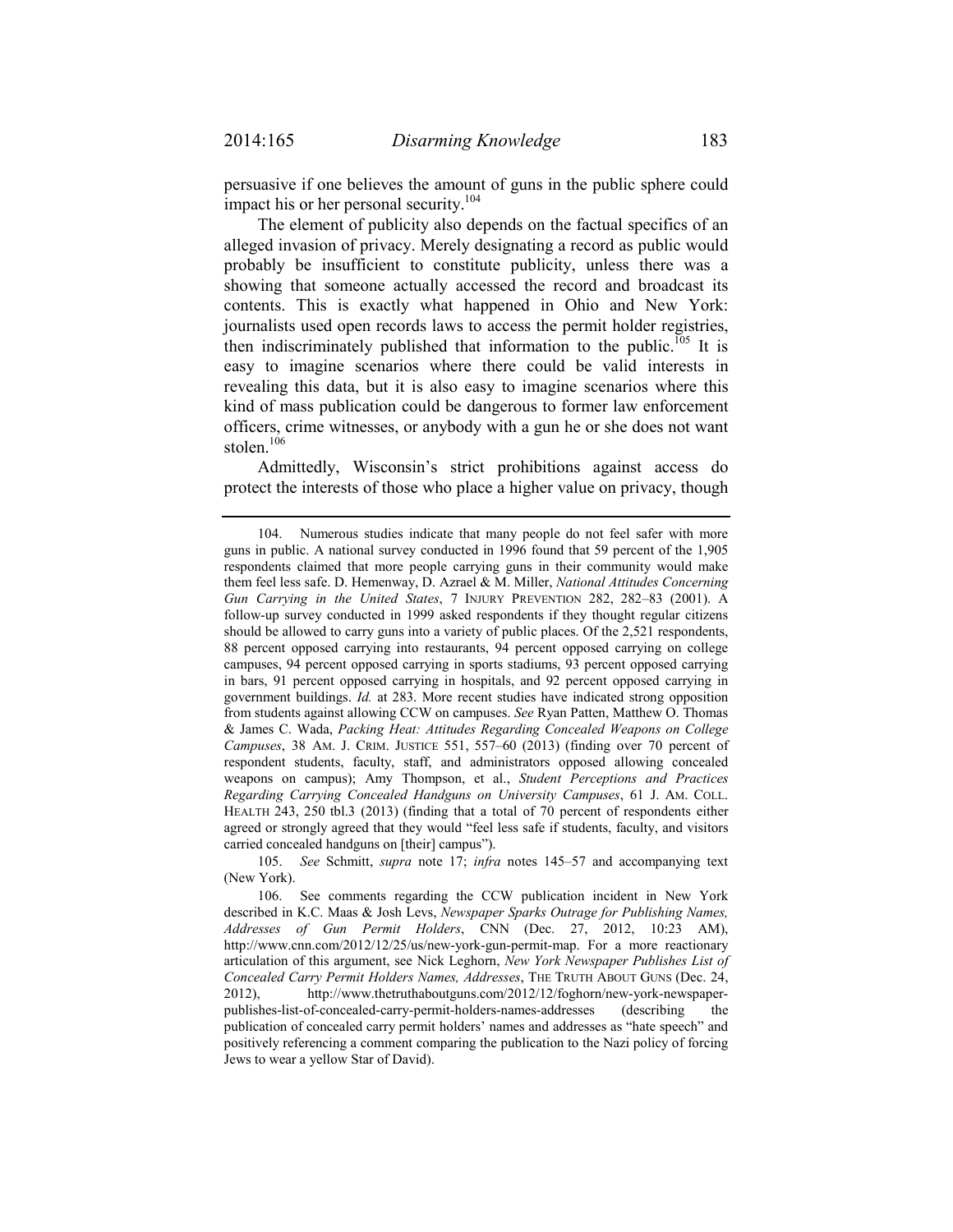persuasive if one believes the amount of guns in the public sphere could impact his or her personal security.[104]

The element of publicity also depends on the factual specifics of an alleged invasion of privacy. Merely designating a record as public would probably be insufficient to constitute publicity, unless there was a showing that someone actually accessed the record and broadcast its contents. This is exactly what happened in Ohio and New York: journalists used open records laws to access the permit holder registries, then indiscriminately published that information to the public.[105] It is easy to imagine scenarios where there could be valid interests in revealing this data, but it is also easy to imagine scenarios where this kind of mass publication could be dangerous to former law enforcement officers, crime witnesses, or anybody with a gun he or she does not want stolen.[106]

Admittedly, Wisconsin's strict prohibitions against access do protect the interests of those who place a higher value on privacy, though

---

104. Numerous studies indicate that many people do not feel safer with more guns in public. A national survey conducted in 1996 found that 59 percent of the 1,905 respondents claimed that more people carrying guns in their community would make them feel less safe. D. Hemenway, D. Azrael & M. Miller, *National Attitudes Concerning Gun Carrying in the United States*, 7 INJURY PREVENTION 282, 282–83 (2001). A follow-up survey conducted in 1999 asked respondents if they thought regular citizens should be allowed to carry guns into a variety of public places. Of the 2,521 respondents, 88 percent opposed carrying into restaurants, 94 percent opposed carrying on college campuses, 94 percent opposed carrying in sports stadiums, 93 percent opposed carrying in bars, 91 percent opposed carrying in hospitals, and 92 percent opposed carrying in government buildings. *Id.* at 283. More recent studies have indicated strong opposition from students against allowing CCW on campuses. *See* Ryan Patten, Matthew O. Thomas & James C. Wada, *Packing Heat: Attitudes Regarding Concealed Weapons on College Campuses*, 38 AM. J. CRIM. JUSTICE 551, 557–60 (2013) (finding over 70 percent of respondent students, faculty, staff, and administrators opposed allowing concealed weapons on campus); Amy Thompson, et al., *Student Perceptions and Practices Regarding Carrying Concealed Handguns on University Campuses*, 61 J. AM. COLL. HEALTH 243, 250 tbl.3 (2013) (finding that a total of 70 percent of respondents either agreed or strongly agreed that they would "feel less safe if students, faculty, and visitors carried concealed handguns on [their] campus").

105. *See* Schmitt, *supra* note 17; *infra* notes 145–57 and accompanying text (New York).

106. See comments regarding the CCW publication incident in New York described in K.C. Maas & Josh Levs, *Newspaper Sparks Outrage for Publishing Names, Addresses of Gun Permit Holders*, CNN (Dec. 27, 2012, 10:23 AM), http://www.cnn.com/2012/12/25/us/new-york-gun-permit-map. For a more reactionary articulation of this argument, see Nick Leghorn, *New York Newspaper Publishes List of Concealed Carry Permit Holders Names, Addresses*, THE TRUTH ABOUT GUNS (Dec. 24, 2012), http://www.thetruthaboutguns.com/2012/12/foghorn/new-york-newspaper-publishes-list-of-concealed-carry-permit-holders-names-addresses (describing the publication of concealed carry permit holders' names and addresses as "hate speech" and positively referencing a comment comparing the publication to the Nazi policy of forcing Jews to wear a yellow Star of David).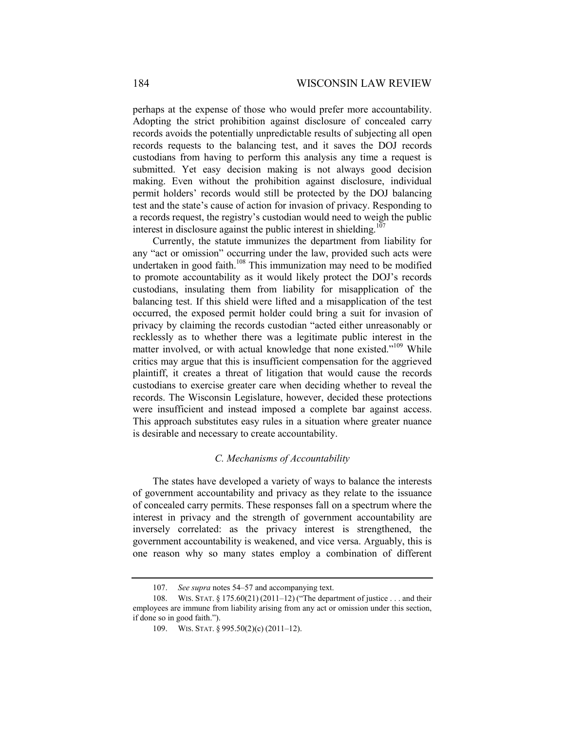perhaps at the expense of those who would prefer more accountability. Adopting the strict prohibition against disclosure of concealed carry records avoids the potentially unpredictable results of subjecting all open records requests to the balancing test, and it saves the DOJ records custodians from having to perform this analysis any time a request is submitted. Yet easy decision making is not always good decision making. Even without the prohibition against disclosure, individual permit holders' records would still be protected by the DOJ balancing test and the state's cause of action for invasion of privacy. Responding to a records request, the registry's custodian would need to weigh the public interest in disclosure against the public interest in shielding.[107]

Currently, the statute immunizes the department from liability for any "act or omission" occurring under the law, provided such acts were undertaken in good faith.[108] This immunization may need to be modified to promote accountability as it would likely protect the DOJ's records custodians, insulating them from liability for misapplication of the balancing test. If this shield were lifted and a misapplication of the test occurred, the exposed permit holder could bring a suit for invasion of privacy by claiming the records custodian "acted either unreasonably or recklessly as to whether there was a legitimate public interest in the matter involved, or with actual knowledge that none existed."[109] While critics may argue that this is insufficient compensation for the aggrieved plaintiff, it creates a threat of litigation that would cause the records custodians to exercise greater care when deciding whether to reveal the records. The Wisconsin Legislature, however, decided these protections were insufficient and instead imposed a complete bar against access. This approach substitutes easy rules in a situation where greater nuance is desirable and necessary to create accountability.

### *C. Mechanisms of Accountability*

The states have developed a variety of ways to balance the interests of government accountability and privacy as they relate to the issuance of concealed carry permits. These responses fall on a spectrum where the interest in privacy and the strength of government accountability are inversely correlated: as the privacy interest is strengthened, the government accountability is weakened, and vice versa. Arguably, this is one reason why so many states employ a combination of different

---

107. *See supra* notes 54–57 and accompanying text.

108. WIS. STAT. § 175.60(21) (2011–12) ("The department of justice . . . and their employees are immune from liability arising from any act or omission under this section, if done so in good faith.").

109. WIS. STAT. § 995.50(2)(c) (2011–12).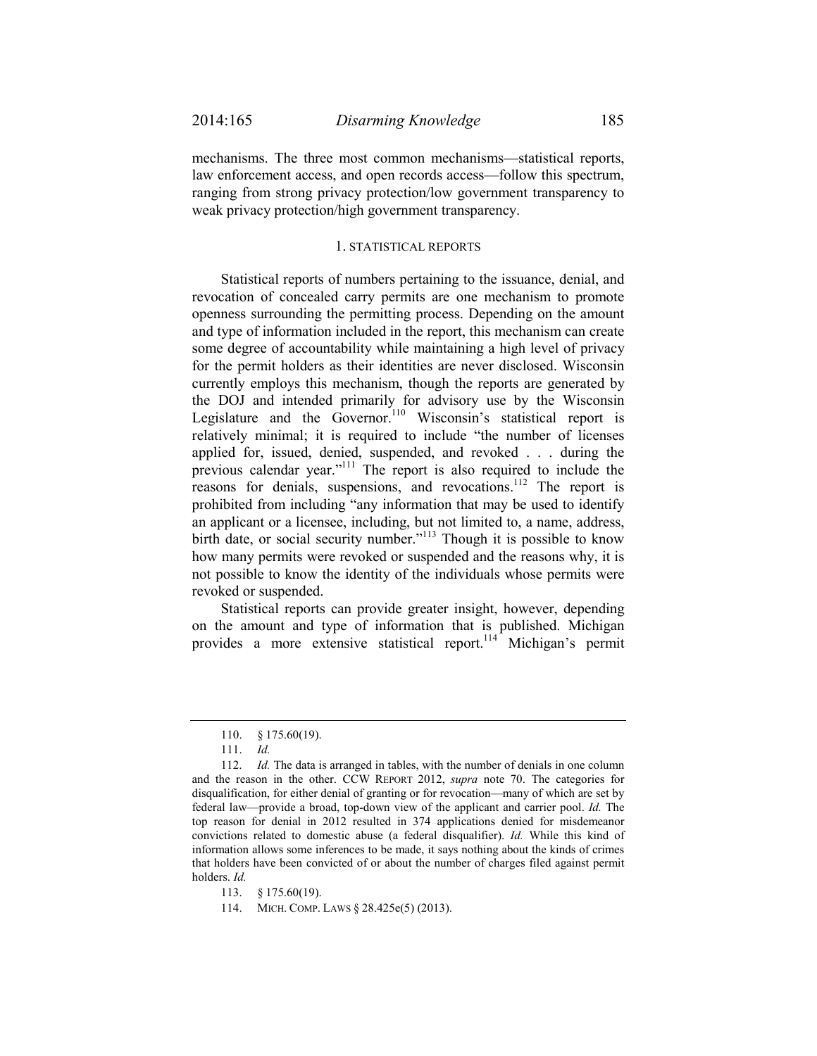mechanisms. The three most common mechanisms—statistical reports, law enforcement access, and open records access—follow this spectrum, ranging from strong privacy protection/low government transparency to weak privacy protection/high government transparency.

### 1. STATISTICAL REPORTS

Statistical reports of numbers pertaining to the issuance, denial, and revocation of concealed carry permits are one mechanism to promote openness surrounding the permitting process. Depending on the amount and type of information included in the report, this mechanism can create some degree of accountability while maintaining a high level of privacy for the permit holders as their identities are never disclosed. Wisconsin currently employs this mechanism, though the reports are generated by the DOJ and intended primarily for advisory use by the Wisconsin Legislature and the Governor.[110] Wisconsin's statistical report is relatively minimal; it is required to include "the number of licenses applied for, issued, denied, suspended, and revoked . . . during the previous calendar year."[111] The report is also required to include the reasons for denials, suspensions, and revocations.[112] The report is prohibited from including "any information that may be used to identify an applicant or a licensee, including, but not limited to, a name, address, birth date, or social security number."[113] Though it is possible to know how many permits were revoked or suspended and the reasons why, it is not possible to know the identity of the individuals whose permits were revoked or suspended.

Statistical reports can provide greater insight, however, depending on the amount and type of information that is published. Michigan provides a more extensive statistical report.[114] Michigan's permit

---

110. § 175.60(19).

111. *Id.*

112. *Id.* The data is arranged in tables, with the number of denials in one column and the reason in the other. CCW REPORT 2012, *supra* note 70. The categories for disqualification, for either denial of granting or for revocation—many of which are set by federal law—provide a broad, top-down view of the applicant and carrier pool. *Id.* The top reason for denial in 2012 resulted in 374 applications denied for misdemeanor convictions related to domestic abuse (a federal disqualifier). *Id.* While this kind of information allows some inferences to be made, it says nothing about the kinds of crimes that holders have been convicted of or about the number of charges filed against permit holders. *Id.*

113. § 175.60(19).

114. MICH. COMP. LAWS § 28.425e(5) (2013).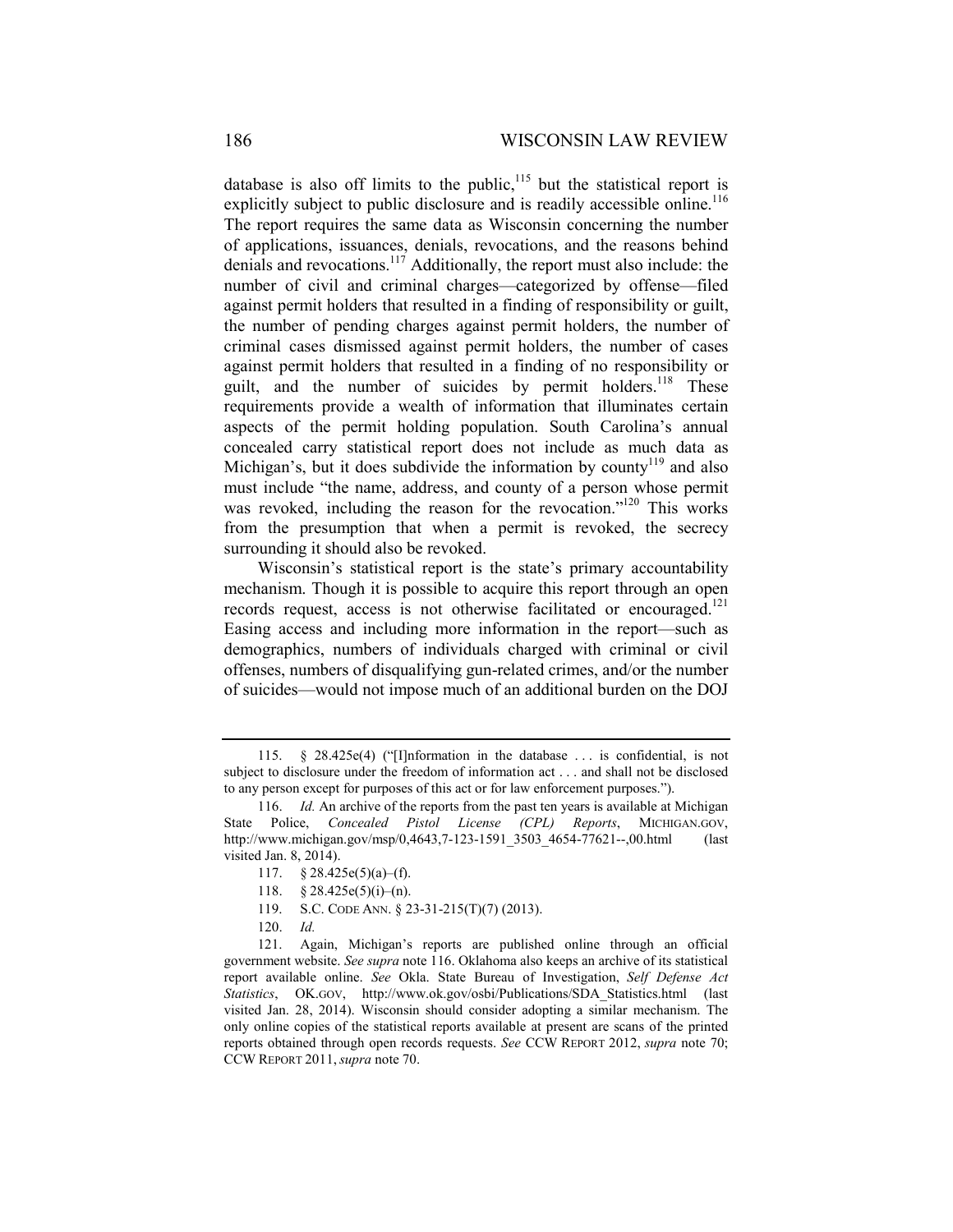database is also off limits to the public,[115] but the statistical report is explicitly subject to public disclosure and is readily accessible online.[116] The report requires the same data as Wisconsin concerning the number of applications, issuances, denials, revocations, and the reasons behind denials and revocations.[117] Additionally, the report must also include: the number of civil and criminal charges—categorized by offense—filed against permit holders that resulted in a finding of responsibility or guilt, the number of pending charges against permit holders, the number of criminal cases dismissed against permit holders, the number of cases against permit holders that resulted in a finding of no responsibility or guilt, and the number of suicides by permit holders.[118] These requirements provide a wealth of information that illuminates certain aspects of the permit holding population. South Carolina's annual concealed carry statistical report does not include as much data as Michigan's, but it does subdivide the information by county[119] and also must include "the name, address, and county of a person whose permit was revoked, including the reason for the revocation."[120] This works from the presumption that when a permit is revoked, the secrecy surrounding it should also be revoked.

Wisconsin's statistical report is the state's primary accountability mechanism. Though it is possible to acquire this report through an open records request, access is not otherwise facilitated or encouraged.[121] Easing access and including more information in the report—such as demographics, numbers of individuals charged with criminal or civil offenses, numbers of disqualifying gun-related crimes, and/or the number of suicides—would not impose much of an additional burden on the DOJ

---

115. § 28.425e(4) ("[I]nformation in the database . . . is confidential, is not subject to disclosure under the freedom of information act . . . and shall not be disclosed to any person except for purposes of this act or for law enforcement purposes.").

116. *Id.* An archive of the reports from the past ten years is available at Michigan State Police, *Concealed Pistol License (CPL) Reports*, MICHIGAN.GOV, http://www.michigan.gov/msp/0,4643,7-123-1591_3503_4654-77621--,00.html (last visited Jan. 8, 2014).

117. § 28.425e(5)(a)–(f).

118. § 28.425e(5)(i)–(n).

119. S.C. CODE ANN. § 23-31-215(T)(7) (2013).

120. *Id.*

121. Again, Michigan's reports are published online through an official government website. *See supra* note 116. Oklahoma also keeps an archive of its statistical report available online. *See* Okla. State Bureau of Investigation, *Self Defense Act Statistics*, OK.GOV, http://www.ok.gov/osbi/Publications/SDA_Statistics.html (last visited Jan. 28, 2014). Wisconsin should consider adopting a similar mechanism. The only online copies of the statistical reports available at present are scans of the printed reports obtained through open records requests. *See* CCW REPORT 2012, *supra* note 70; CCW REPORT 2011, *supra* note 70.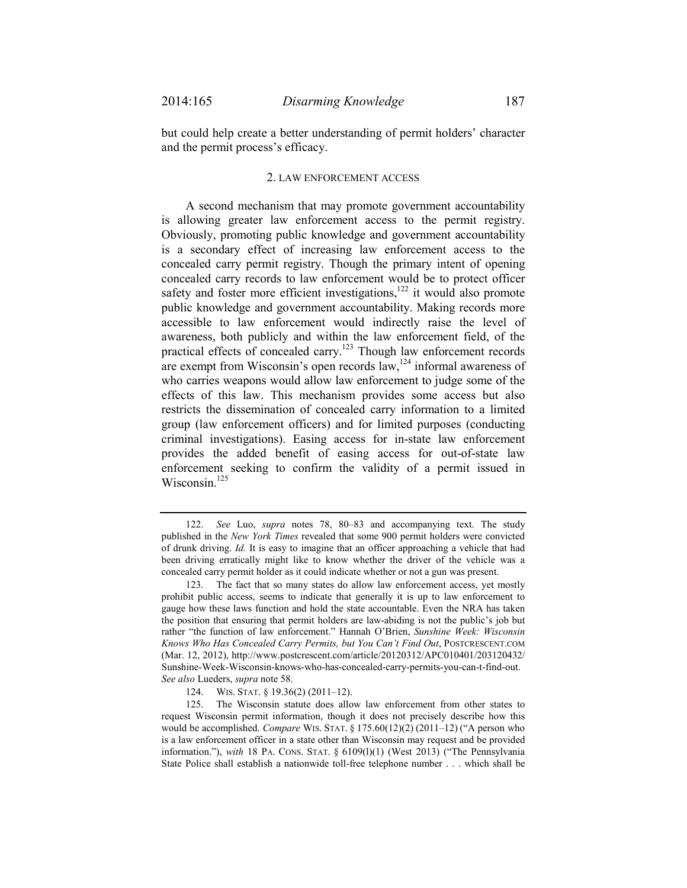but could help create a better understanding of permit holders' character and the permit process's efficacy.

### 2. LAW ENFORCEMENT ACCESS

A second mechanism that may promote government accountability is allowing greater law enforcement access to the permit registry. Obviously, promoting public knowledge and government accountability is a secondary effect of increasing law enforcement access to the concealed carry permit registry. Though the primary intent of opening concealed carry records to law enforcement would be to protect officer safety and foster more efficient investigations,[122] it would also promote public knowledge and government accountability. Making records more accessible to law enforcement would indirectly raise the level of awareness, both publicly and within the law enforcement field, of the practical effects of concealed carry.[123] Though law enforcement records are exempt from Wisconsin's open records law,[124] informal awareness of who carries weapons would allow law enforcement to judge some of the effects of this law. This mechanism provides some access but also restricts the dissemination of concealed carry information to a limited group (law enforcement officers) and for limited purposes (conducting criminal investigations). Easing access for in-state law enforcement provides the added benefit of easing access for out-of-state law enforcement seeking to confirm the validity of a permit issued in Wisconsin.[125]

---

122. *See* Luo, *supra* notes 78, 80–83 and accompanying text. The study published in the *New York Times* revealed that some 900 permit holders were convicted of drunk driving. *Id.* It is easy to imagine that an officer approaching a vehicle that had been driving erratically might like to know whether the driver of the vehicle was a concealed carry permit holder as it could indicate whether or not a gun was present.

123. The fact that so many states do allow law enforcement access, yet mostly prohibit public access, seems to indicate that generally it is up to law enforcement to gauge how these laws function and hold the state accountable. Even the NRA has taken the position that ensuring that permit holders are law-abiding is not the public's job but rather "the function of law enforcement." Hannah O'Brien, *Sunshine Week: Wisconsin Knows Who Has Concealed Carry Permits, but You Can't Find Out*, POSTCRESCENT.COM (Mar. 12, 2012), http://www.postcrescent.com/article/20120312/APC010401/203120432/Sunshine-Week-Wisconsin-knows-who-has-concealed-carry-permits-you-can-t-find-out. *See also* Lueders, *supra* note 58.

124. WIS. STAT. § 19.36(2) (2011–12).

125. The Wisconsin statute does allow law enforcement from other states to request Wisconsin permit information, though it does not precisely describe how this would be accomplished. *Compare* WIS. STAT. § 175.60(12)(2) (2011–12) ("A person who is a law enforcement officer in a state other than Wisconsin may request and be provided information."), *with* 18 PA. CONS. STAT. § 6109(l)(1) (West 2013) ("The Pennsylvania State Police shall establish a nationwide toll-free telephone number . . . which shall be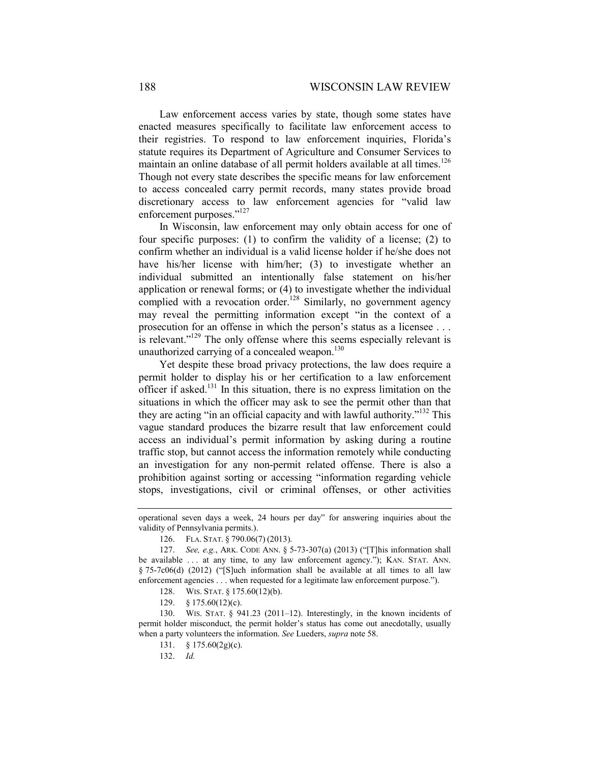Law enforcement access varies by state, though some states have enacted measures specifically to facilitate law enforcement access to their registries. To respond to law enforcement inquiries, Florida's statute requires its Department of Agriculture and Consumer Services to maintain an online database of all permit holders available at all times.[126] Though not every state describes the specific means for law enforcement to access concealed carry permit records, many states provide broad discretionary access to law enforcement agencies for "valid law enforcement purposes."[127]

In Wisconsin, law enforcement may only obtain access for one of four specific purposes: (1) to confirm the validity of a license; (2) to confirm whether an individual is a valid license holder if he/she does not have his/her license with him/her; (3) to investigate whether an individual submitted an intentionally false statement on his/her application or renewal forms; or (4) to investigate whether the individual complied with a revocation order.[128] Similarly, no government agency may reveal the permitting information except "in the context of a prosecution for an offense in which the person's status as a licensee . . . is relevant."[129] The only offense where this seems especially relevant is unauthorized carrying of a concealed weapon.[130]

Yet despite these broad privacy protections, the law does require a permit holder to display his or her certification to a law enforcement officer if asked.[131] In this situation, there is no express limitation on the situations in which the officer may ask to see the permit other than that they are acting "in an official capacity and with lawful authority."[132] This vague standard produces the bizarre result that law enforcement could access an individual's permit information by asking during a routine traffic stop, but cannot access the information remotely while conducting an investigation for any non-permit related offense. There is also a prohibition against sorting or accessing "information regarding vehicle stops, investigations, civil or criminal offenses, or other activities

---

operational seven days a week, 24 hours per day" for answering inquiries about the validity of Pennsylvania permits.).

126. FLA. STAT. § 790.06(7) (2013).

127. *See, e.g.*, ARK. CODE ANN. § 5-73-307(a) (2013) ("[T]his information shall be available . . . at any time, to any law enforcement agency."); KAN. STAT. ANN. § 75-7c06(d) (2012) ("[S]uch information shall be available at all times to all law enforcement agencies . . . when requested for a legitimate law enforcement purpose.").

128. WIS. STAT. § 175.60(12)(b).

129. § 175.60(12)(c).

130. WIS. STAT. § 941.23 (2011–12). Interestingly, in the known incidents of permit holder misconduct, the permit holder's status has come out anecdotally, usually when a party volunteers the information. *See* Lueders, *supra* note 58.

131. § 175.60(2g)(c).

132. *Id.*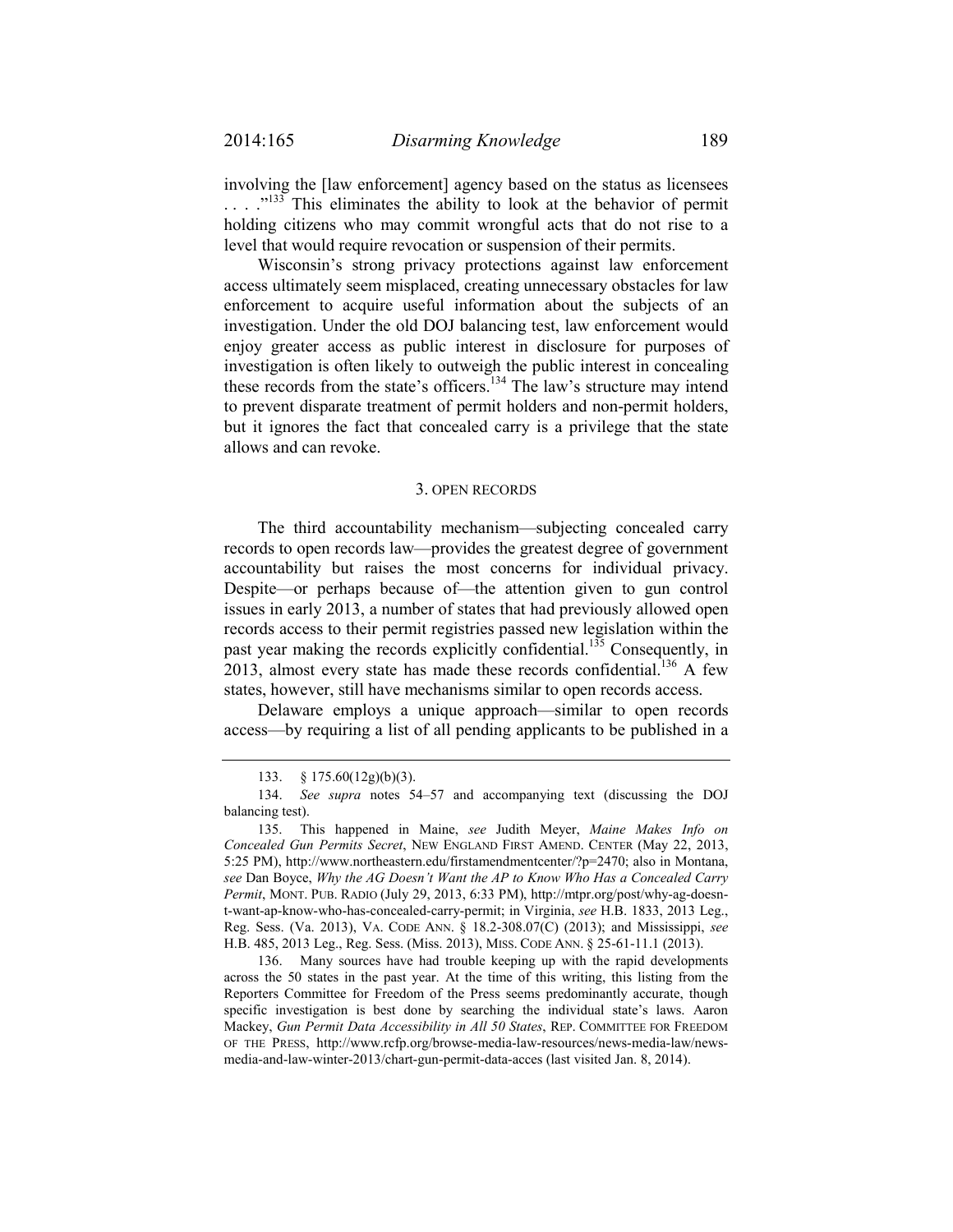involving the [law enforcement] agency based on the status as licensees . . . ."[133] This eliminates the ability to look at the behavior of permit holding citizens who may commit wrongful acts that do not rise to a level that would require revocation or suspension of their permits.

Wisconsin's strong privacy protections against law enforcement access ultimately seem misplaced, creating unnecessary obstacles for law enforcement to acquire useful information about the subjects of an investigation. Under the old DOJ balancing test, law enforcement would enjoy greater access as public interest in disclosure for purposes of investigation is often likely to outweigh the public interest in concealing these records from the state's officers.[134] The law's structure may intend to prevent disparate treatment of permit holders and non-permit holders, but it ignores the fact that concealed carry is a privilege that the state allows and can revoke.

### 3. OPEN RECORDS

The third accountability mechanism—subjecting concealed carry records to open records law—provides the greatest degree of government accountability but raises the most concerns for individual privacy. Despite—or perhaps because of—the attention given to gun control issues in early 2013, a number of states that had previously allowed open records access to their permit registries passed new legislation within the past year making the records explicitly confidential.[135] Consequently, in 2013, almost every state has made these records confidential.[136] A few states, however, still have mechanisms similar to open records access.

Delaware employs a unique approach—similar to open records access—by requiring a list of all pending applicants to be published in a

---

133. § 175.60(12g)(b)(3).

134. *See supra* notes 54–57 and accompanying text (discussing the DOJ balancing test).

135. This happened in Maine, *see* Judith Meyer, *Maine Makes Info on Concealed Gun Permits Secret*, NEW ENGLAND FIRST AMEND. CENTER (May 22, 2013, 5:25 PM), http://www.northeastern.edu/firstamendmentcenter/?p=2470; also in Montana, *see* Dan Boyce, *Why the AG Doesn't Want the AP to Know Who Has a Concealed Carry Permit*, MONT. PUB. RADIO (July 29, 2013, 6:33 PM), http://mtpr.org/post/why-ag-doesn-t-want-ap-know-who-has-concealed-carry-permit; in Virginia, *see* H.B. 1833, 2013 Leg., Reg. Sess. (Va. 2013), VA. CODE ANN. § 18.2-308.07(C) (2013); and Mississippi, *see* H.B. 485, 2013 Leg., Reg. Sess. (Miss. 2013), MISS. CODE ANN. § 25-61-11.1 (2013).

136. Many sources have had trouble keeping up with the rapid developments across the 50 states in the past year. At the time of this writing, this listing from the Reporters Committee for Freedom of the Press seems predominantly accurate, though specific investigation is best done by searching the individual state's laws. Aaron Mackey, *Gun Permit Data Accessibility in All 50 States*, REP. COMMITTEE FOR FREEDOM OF THE PRESS, http://www.rcfp.org/browse-media-law-resources/news-media-law/news-media-and-law-winter-2013/chart-gun-permit-data-acces (last visited Jan. 8, 2014).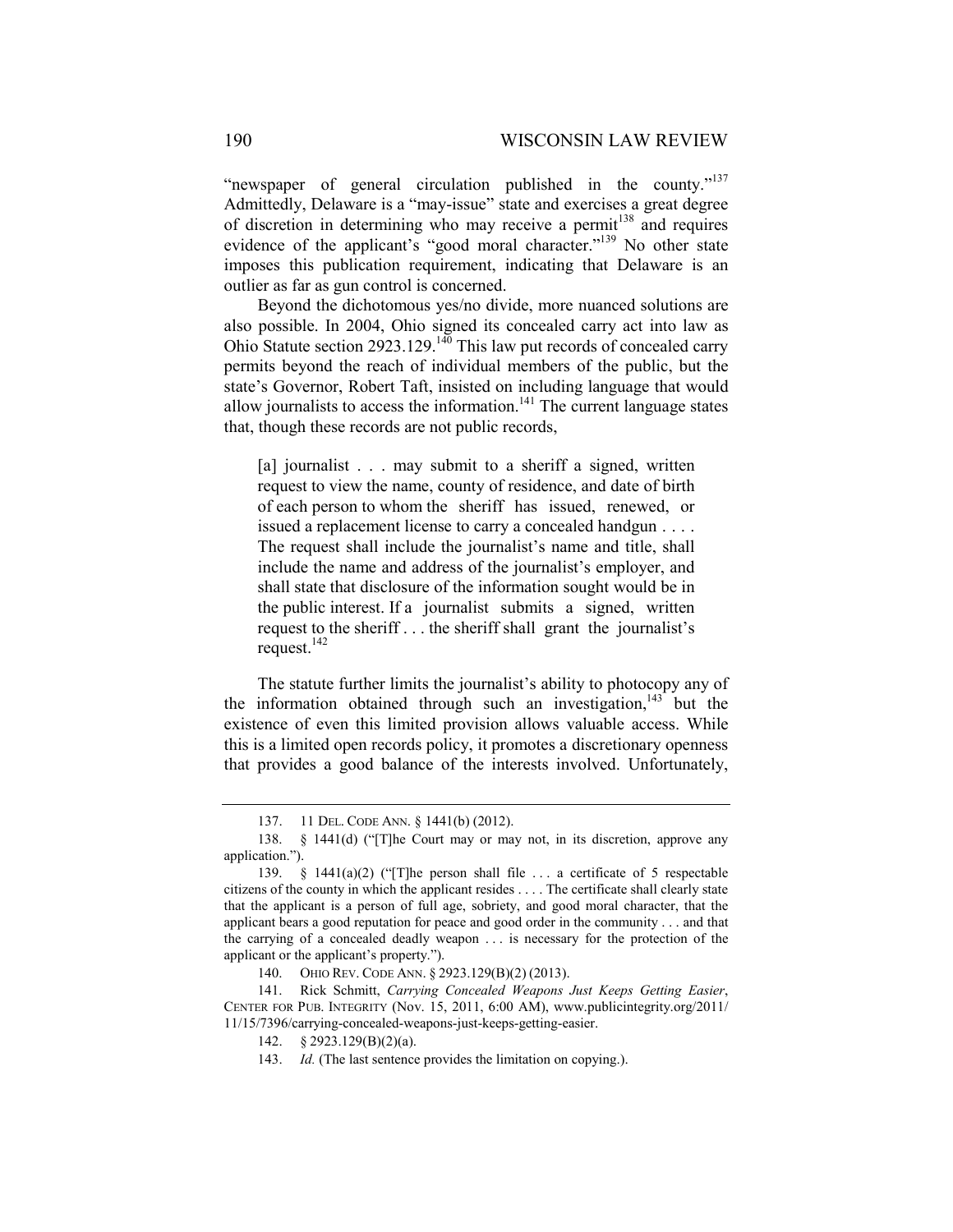"newspaper of general circulation published in the county."[137] Admittedly, Delaware is a "may-issue" state and exercises a great degree of discretion in determining who may receive a permit[138] and requires evidence of the applicant's "good moral character."[139] No other state imposes this publication requirement, indicating that Delaware is an outlier as far as gun control is concerned.

Beyond the dichotomous yes/no divide, more nuanced solutions are also possible. In 2004, Ohio signed its concealed carry act into law as Ohio Statute section 2923.129.[140] This law put records of concealed carry permits beyond the reach of individual members of the public, but the state's Governor, Robert Taft, insisted on including language that would allow journalists to access the information.[141] The current language states that, though these records are not public records,

> [a] journalist . . . may submit to a sheriff a signed, written request to view the name, county of residence, and date of birth of each person to whom the sheriff has issued, renewed, or issued a replacement license to carry a concealed handgun . . . . The request shall include the journalist's name and title, shall include the name and address of the journalist's employer, and shall state that disclosure of the information sought would be in the public interest. If a journalist submits a signed, written request to the sheriff . . . the sheriff shall grant the journalist's request.[142]

The statute further limits the journalist's ability to photocopy any of the information obtained through such an investigation,[143] but the existence of even this limited provision allows valuable access. While this is a limited open records policy, it promotes a discretionary openness that provides a good balance of the interests involved. Unfortunately,

---

137. 11 DEL. CODE ANN. § 1441(b) (2012).

138. § 1441(d) ("[T]he Court may or may not, in its discretion, approve any application.").

139. § 1441(a)(2) ("[T]he person shall file . . . a certificate of 5 respectable citizens of the county in which the applicant resides . . . . The certificate shall clearly state that the applicant is a person of full age, sobriety, and good moral character, that the applicant bears a good reputation for peace and good order in the community . . . and that the carrying of a concealed deadly weapon . . . is necessary for the protection of the applicant or the applicant's property.").

140. OHIO REV. CODE ANN. § 2923.129(B)(2) (2013).

141. Rick Schmitt, *Carrying Concealed Weapons Just Keeps Getting Easier*, CENTER FOR PUB. INTEGRITY (Nov. 15, 2011, 6:00 AM), www.publicintegrity.org/2011/11/15/7396/carrying-concealed-weapons-just-keeps-getting-easier.

142. § 2923.129(B)(2)(a).

143. *Id.* (The last sentence provides the limitation on copying.).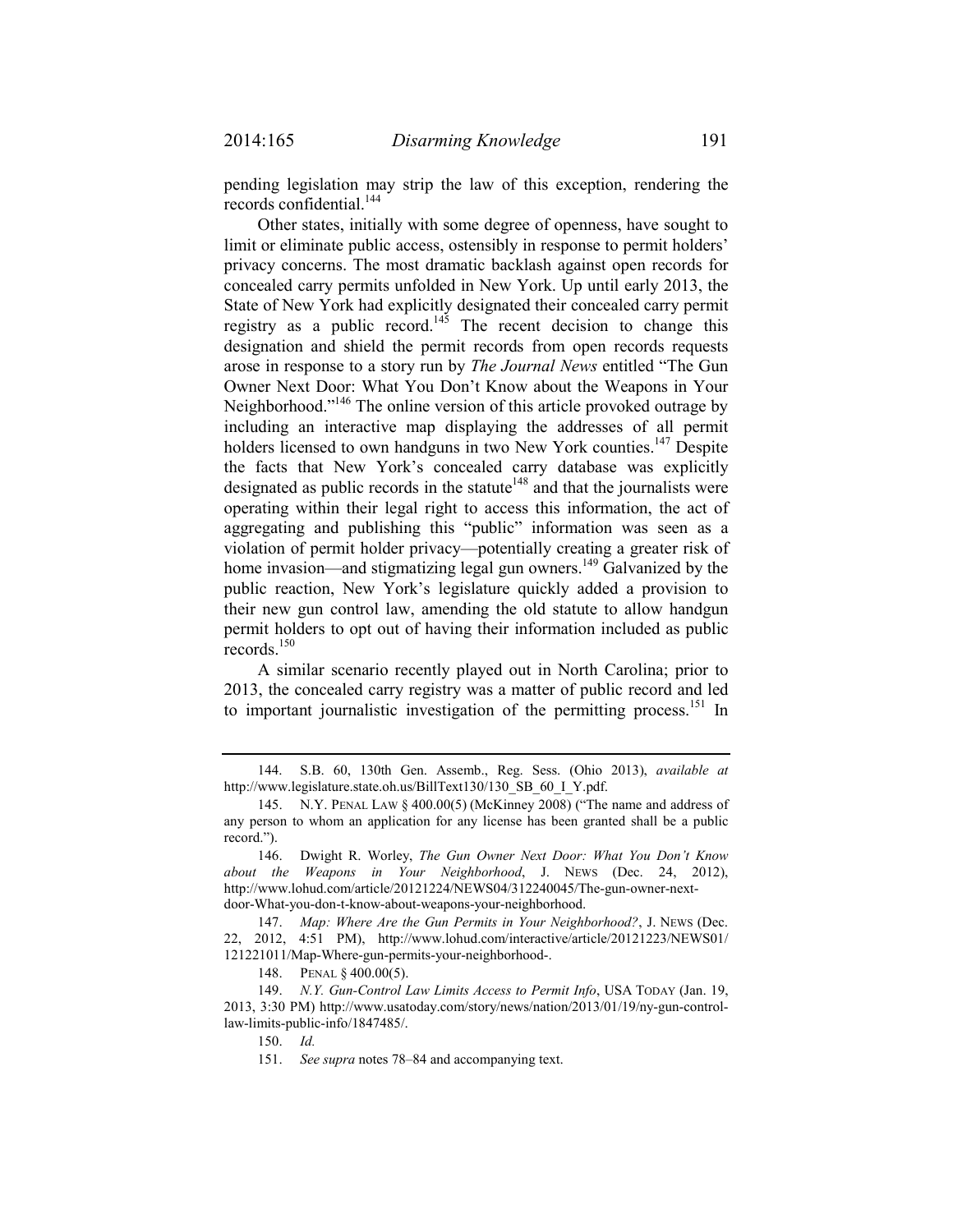pending legislation may strip the law of this exception, rendering the records confidential.[144]

Other states, initially with some degree of openness, have sought to limit or eliminate public access, ostensibly in response to permit holders' privacy concerns. The most dramatic backlash against open records for concealed carry permits unfolded in New York. Up until early 2013, the State of New York had explicitly designated their concealed carry permit registry as a public record.[145] The recent decision to change this designation and shield the permit records from open records requests arose in response to a story run by *The Journal News* entitled "The Gun Owner Next Door: What You Don't Know about the Weapons in Your Neighborhood."[146] The online version of this article provoked outrage by including an interactive map displaying the addresses of all permit holders licensed to own handguns in two New York counties.[147] Despite the facts that New York's concealed carry database was explicitly designated as public records in the statute[148] and that the journalists were operating within their legal right to access this information, the act of aggregating and publishing this "public" information was seen as a violation of permit holder privacy—potentially creating a greater risk of home invasion—and stigmatizing legal gun owners.[149] Galvanized by the public reaction, New York's legislature quickly added a provision to their new gun control law, amending the old statute to allow handgun permit holders to opt out of having their information included as public records.[150]

A similar scenario recently played out in North Carolina; prior to 2013, the concealed carry registry was a matter of public record and led to important journalistic investigation of the permitting process.[151] In

---

144. S.B. 60, 130th Gen. Assemb., Reg. Sess. (Ohio 2013), *available at* http://www.legislature.state.oh.us/BillText130/130_SB_60_I_Y.pdf.

145. N.Y. PENAL LAW § 400.00(5) (McKinney 2008) ("The name and address of any person to whom an application for any license has been granted shall be a public record.").

146. Dwight R. Worley, *The Gun Owner Next Door: What You Don't Know about the Weapons in Your Neighborhood*, J. NEWS (Dec. 24, 2012), http://www.lohud.com/article/20121224/NEWS04/312240045/The-gun-owner-next-door-What-you-don-t-know-about-weapons-your-neighborhood.

147. *Map: Where Are the Gun Permits in Your Neighborhood?*, J. NEWS (Dec. 22, 2012, 4:51 PM), http://www.lohud.com/interactive/article/20121223/NEWS01/121221011/Map-Where-gun-permits-your-neighborhood-.

148. PENAL § 400.00(5).

149. *N.Y. Gun-Control Law Limits Access to Permit Info*, USA TODAY (Jan. 19, 2013, 3:30 PM) http://www.usatoday.com/story/news/nation/2013/01/19/ny-gun-control-law-limits-public-info/1847485/.

150. *Id.*

151. *See supra* notes 78–84 and accompanying text.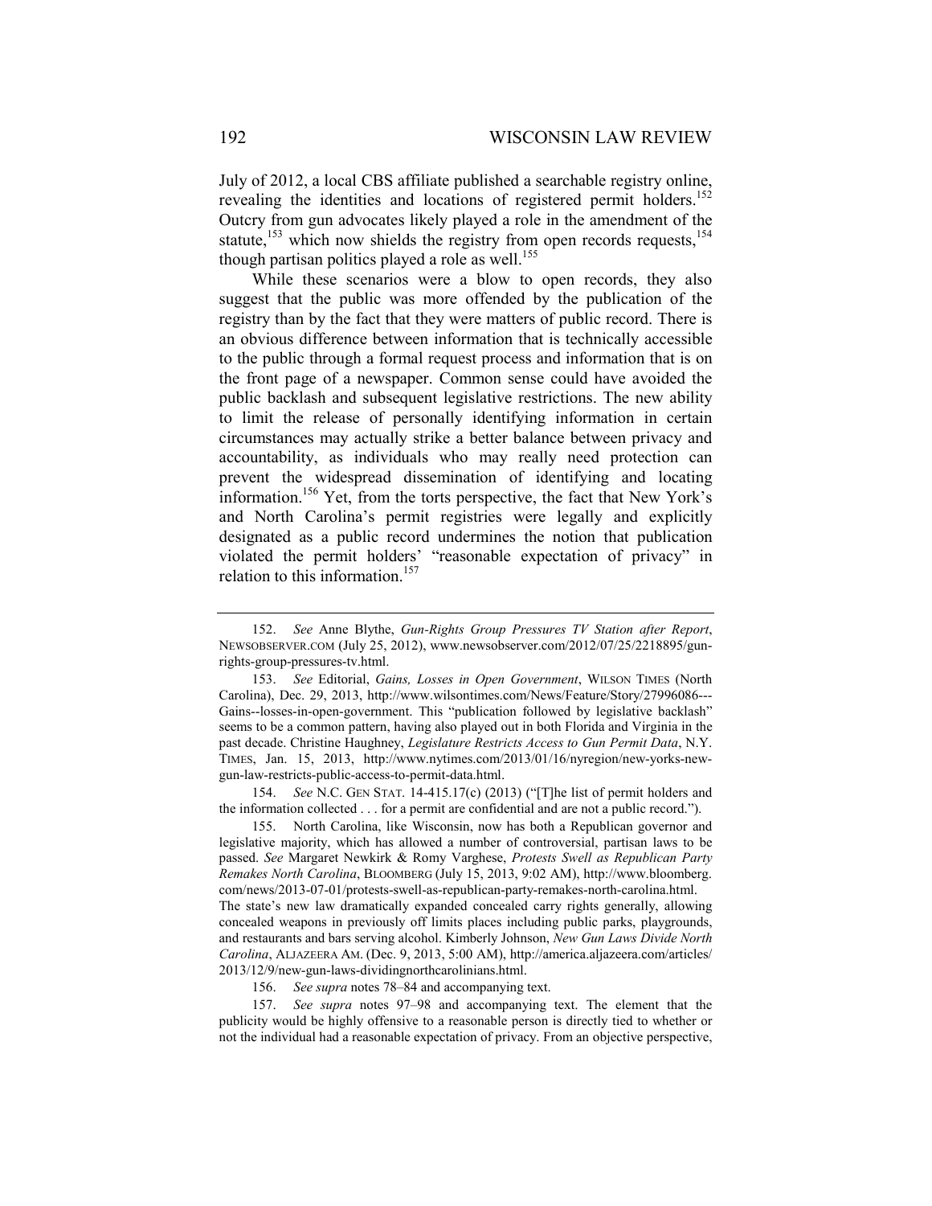July of 2012, a local CBS affiliate published a searchable registry online, revealing the identities and locations of registered permit holders.[152] Outcry from gun advocates likely played a role in the amendment of the statute,[153] which now shields the registry from open records requests,[154] though partisan politics played a role as well.[155]

While these scenarios were a blow to open records, they also suggest that the public was more offended by the publication of the registry than by the fact that they were matters of public record. There is an obvious difference between information that is technically accessible to the public through a formal request process and information that is on the front page of a newspaper. Common sense could have avoided the public backlash and subsequent legislative restrictions. The new ability to limit the release of personally identifying information in certain circumstances may actually strike a better balance between privacy and accountability, as individuals who may really need protection can prevent the widespread dissemination of identifying and locating information.[156] Yet, from the torts perspective, the fact that New York's and North Carolina's permit registries were legally and explicitly designated as a public record undermines the notion that publication violated the permit holders' "reasonable expectation of privacy" in relation to this information.[157]

---

152. *See* Anne Blythe, *Gun-Rights Group Pressures TV Station after Report*, NEWSOBSERVER.COM (July 25, 2012), www.newsobserver.com/2012/07/25/2218895/gun-rights-group-pressures-tv.html.

153. *See* Editorial, *Gains, Losses in Open Government*, WILSON TIMES (North Carolina), Dec. 29, 2013, http://www.wilsontimes.com/News/Feature/Story/27996086---Gains--losses-in-open-government. This "publication followed by legislative backlash" seems to be a common pattern, having also played out in both Florida and Virginia in the past decade. Christine Haughney, *Legislature Restricts Access to Gun Permit Data*, N.Y. TIMES, Jan. 15, 2013, http://www.nytimes.com/2013/01/16/nyregion/new-yorks-new-gun-law-restricts-public-access-to-permit-data.html.

154. *See* N.C. GEN STAT. 14-415.17(c) (2013) ("[T]he list of permit holders and the information collected . . . for a permit are confidential and are not a public record.").

155. North Carolina, like Wisconsin, now has both a Republican governor and legislative majority, which has allowed a number of controversial, partisan laws to be passed. *See* Margaret Newkirk & Romy Varghese, *Protests Swell as Republican Party Remakes North Carolina*, BLOOMBERG (July 15, 2013, 9:02 AM), http://www.bloomberg.com/news/2013-07-01/protests-swell-as-republican-party-remakes-north-carolina.html. The state's new law dramatically expanded concealed carry rights generally, allowing concealed weapons in previously off limits places including public parks, playgrounds, and restaurants and bars serving alcohol. Kimberly Johnson, *New Gun Laws Divide North Carolina*, ALJAZEERA AM. (Dec. 9, 2013, 5:00 AM), http://america.aljazeera.com/articles/2013/12/9/new-gun-laws-dividingnorthcarolinians.html.

156. *See supra* notes 78–84 and accompanying text.

157. *See supra* notes 97–98 and accompanying text. The element that the publicity would be highly offensive to a reasonable person is directly tied to whether or not the individual had a reasonable expectation of privacy. From an objective perspective,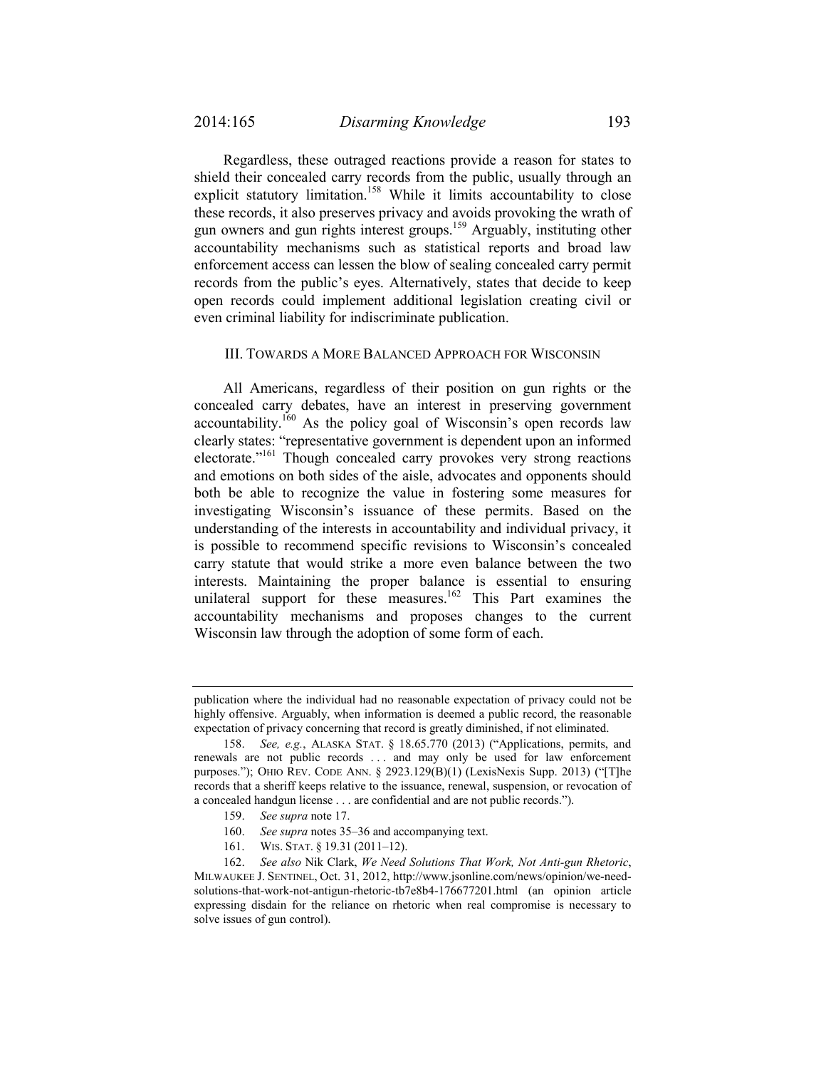Regardless, these outraged reactions provide a reason for states to shield their concealed carry records from the public, usually through an explicit statutory limitation.[158] While it limits accountability to close these records, it also preserves privacy and avoids provoking the wrath of gun owners and gun rights interest groups.[159] Arguably, instituting other accountability mechanisms such as statistical reports and broad law enforcement access can lessen the blow of sealing concealed carry permit records from the public's eyes. Alternatively, states that decide to keep open records could implement additional legislation creating civil or even criminal liability for indiscriminate publication.

## III. Towards a More Balanced Approach for Wisconsin

All Americans, regardless of their position on gun rights or the concealed carry debates, have an interest in preserving government accountability.[160] As the policy goal of Wisconsin's open records law clearly states: "representative government is dependent upon an informed electorate."[161] Though concealed carry provokes very strong reactions and emotions on both sides of the aisle, advocates and opponents should both be able to recognize the value in fostering some measures for investigating Wisconsin's issuance of these permits. Based on the understanding of the interests in accountability and individual privacy, it is possible to recommend specific revisions to Wisconsin's concealed carry statute that would strike a more even balance between the two interests. Maintaining the proper balance is essential to ensuring unilateral support for these measures.[162] This Part examines the accountability mechanisms and proposes changes to the current Wisconsin law through the adoption of some form of each.

---

publication where the individual had no reasonable expectation of privacy could not be highly offensive. Arguably, when information is deemed a public record, the reasonable expectation of privacy concerning that record is greatly diminished, if not eliminated.

158. *See, e.g.*, ALASKA STAT. § 18.65.770 (2013) ("Applications, permits, and renewals are not public records . . . and may only be used for law enforcement purposes."); OHIO REV. CODE ANN. § 2923.129(B)(1) (LexisNexis Supp. 2013) ("[T]he records that a sheriff keeps relative to the issuance, renewal, suspension, or revocation of a concealed handgun license . . . are confidential and are not public records.").

159. *See supra* note 17.

160. *See supra* notes 35–36 and accompanying text.

161. WIS. STAT. § 19.31 (2011–12).

162. *See also* Nik Clark, *We Need Solutions That Work, Not Anti-gun Rhetoric*, MILWAUKEE J. SENTINEL, Oct. 31, 2012, http://www.jsonline.com/news/opinion/we-need-solutions-that-work-not-antigun-rhetoric-tb7e8b4-176677201.html (an opinion article expressing disdain for the reliance on rhetoric when real compromise is necessary to solve issues of gun control).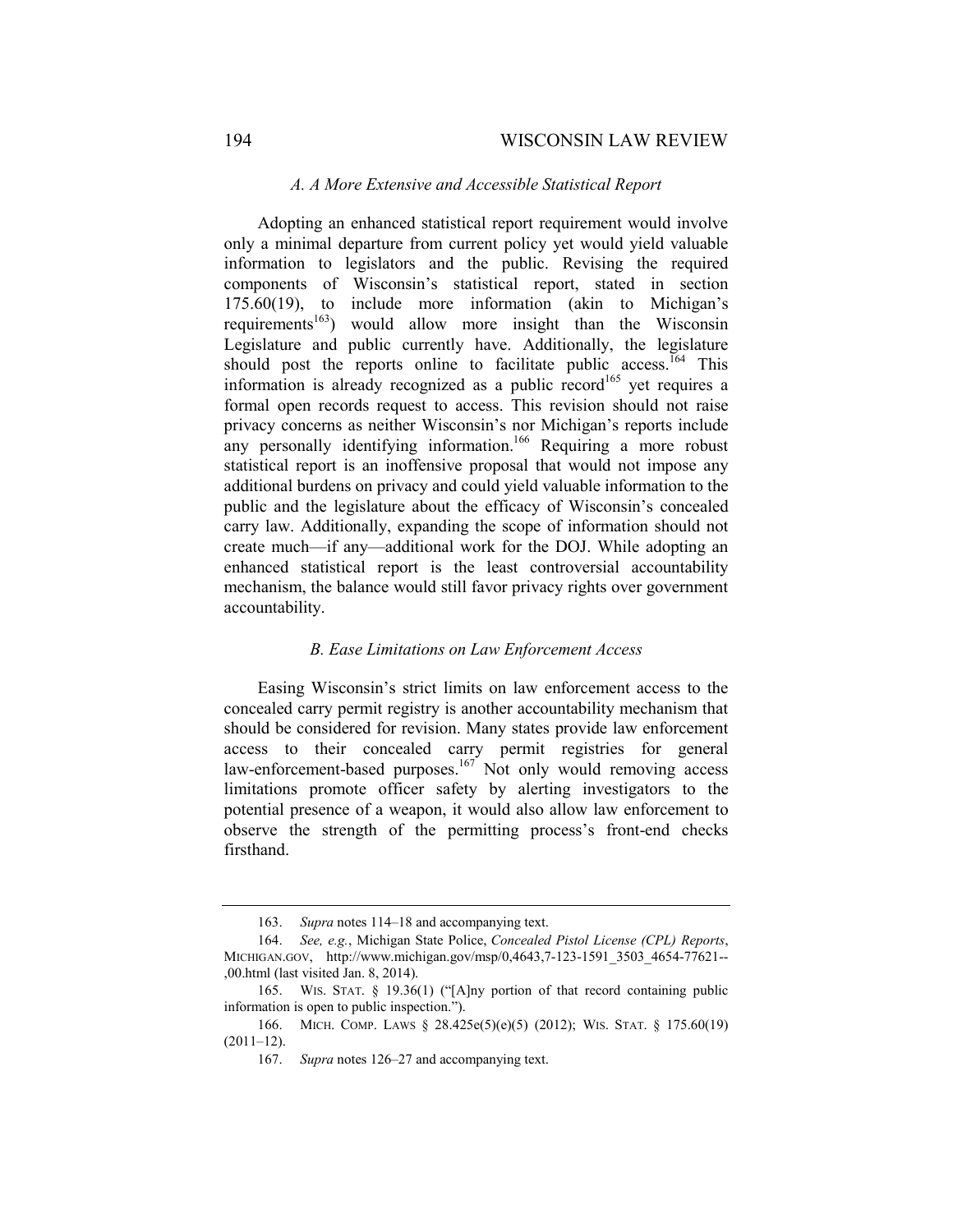### *A. A More Extensive and Accessible Statistical Report*

Adopting an enhanced statistical report requirement would involve only a minimal departure from current policy yet would yield valuable information to legislators and the public. Revising the required components of Wisconsin's statistical report, stated in section 175.60(19), to include more information (akin to Michigan's requirements[163]) would allow more insight than the Wisconsin Legislature and public currently have. Additionally, the legislature should post the reports online to facilitate public access.[164] This information is already recognized as a public record[165] yet requires a formal open records request to access. This revision should not raise privacy concerns as neither Wisconsin's nor Michigan's reports include any personally identifying information.[166] Requiring a more robust statistical report is an inoffensive proposal that would not impose any additional burdens on privacy and could yield valuable information to the public and the legislature about the efficacy of Wisconsin's concealed carry law. Additionally, expanding the scope of information should not create much—if any—additional work for the DOJ. While adopting an enhanced statistical report is the least controversial accountability mechanism, the balance would still favor privacy rights over government accountability.

### *B. Ease Limitations on Law Enforcement Access*

Easing Wisconsin's strict limits on law enforcement access to the concealed carry permit registry is another accountability mechanism that should be considered for revision. Many states provide law enforcement access to their concealed carry permit registries for general law-enforcement-based purposes.[167] Not only would removing access limitations promote officer safety by alerting investigators to the potential presence of a weapon, it would also allow law enforcement to observe the strength of the permitting process's front-end checks firsthand.

---

163. *Supra* notes 114–18 and accompanying text.

164. *See, e.g.*, Michigan State Police, *Concealed Pistol License (CPL) Reports*, MICHIGAN.GOV, http://www.michigan.gov/msp/0,4643,7-123-1591_3503_4654-77621--,00.html (last visited Jan. 8, 2014).

165. WIS. STAT. § 19.36(1) ("[A]ny portion of that record containing public information is open to public inspection.").

166. MICH. COMP. LAWS § 28.425e(5)(e)(5) (2012); WIS. STAT. § 175.60(19) (2011–12).

167. *Supra* notes 126–27 and accompanying text.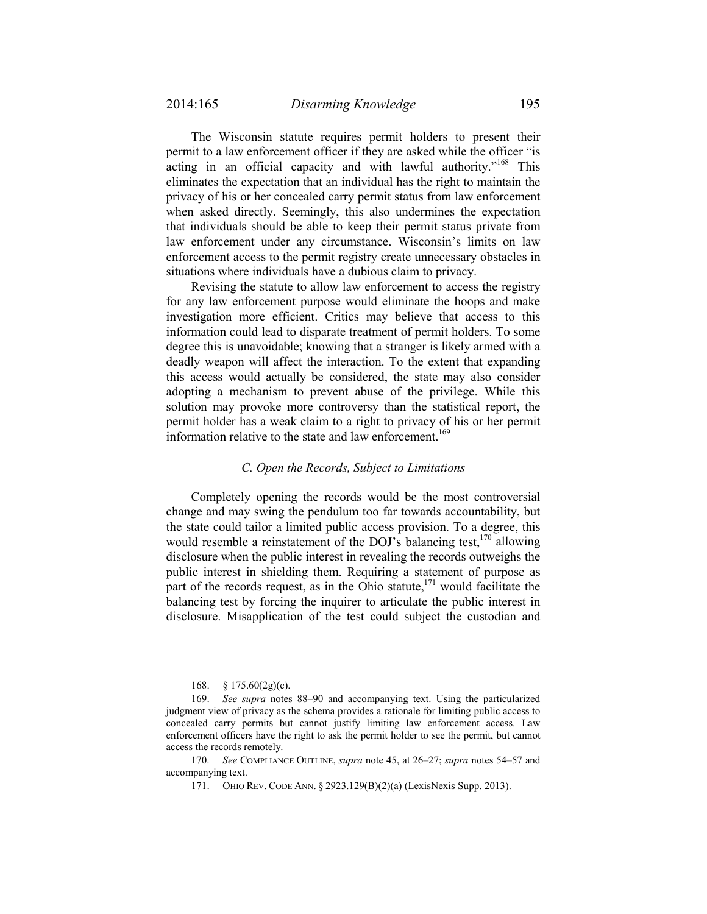The Wisconsin statute requires permit holders to present their permit to a law enforcement officer if they are asked while the officer "is acting in an official capacity and with lawful authority."[168] This eliminates the expectation that an individual has the right to maintain the privacy of his or her concealed carry permit status from law enforcement when asked directly. Seemingly, this also undermines the expectation that individuals should be able to keep their permit status private from law enforcement under any circumstance. Wisconsin's limits on law enforcement access to the permit registry create unnecessary obstacles in situations where individuals have a dubious claim to privacy.

Revising the statute to allow law enforcement to access the registry for any law enforcement purpose would eliminate the hoops and make investigation more efficient. Critics may believe that access to this information could lead to disparate treatment of permit holders. To some degree this is unavoidable; knowing that a stranger is likely armed with a deadly weapon will affect the interaction. To the extent that expanding this access would actually be considered, the state may also consider adopting a mechanism to prevent abuse of the privilege. While this solution may provoke more controversy than the statistical report, the permit holder has a weak claim to a right to privacy of his or her permit information relative to the state and law enforcement.[169]

### *C. Open the Records, Subject to Limitations*

Completely opening the records would be the most controversial change and may swing the pendulum too far towards accountability, but the state could tailor a limited public access provision. To a degree, this would resemble a reinstatement of the DOJ's balancing test,[170] allowing disclosure when the public interest in revealing the records outweighs the public interest in shielding them. Requiring a statement of purpose as part of the records request, as in the Ohio statute,[171] would facilitate the balancing test by forcing the inquirer to articulate the public interest in disclosure. Misapplication of the test could subject the custodian and

---

168. § 175.60(2g)(c).

169. *See supra* notes 88–90 and accompanying text. Using the particularized judgment view of privacy as the schema provides a rationale for limiting public access to concealed carry permits but cannot justify limiting law enforcement access. Law enforcement officers have the right to ask the permit holder to see the permit, but cannot access the records remotely.

170. *See* COMPLIANCE OUTLINE, *supra* note 45, at 26–27; *supra* notes 54–57 and accompanying text.

171. OHIO REV. CODE ANN. § 2923.129(B)(2)(a) (LexisNexis Supp. 2013).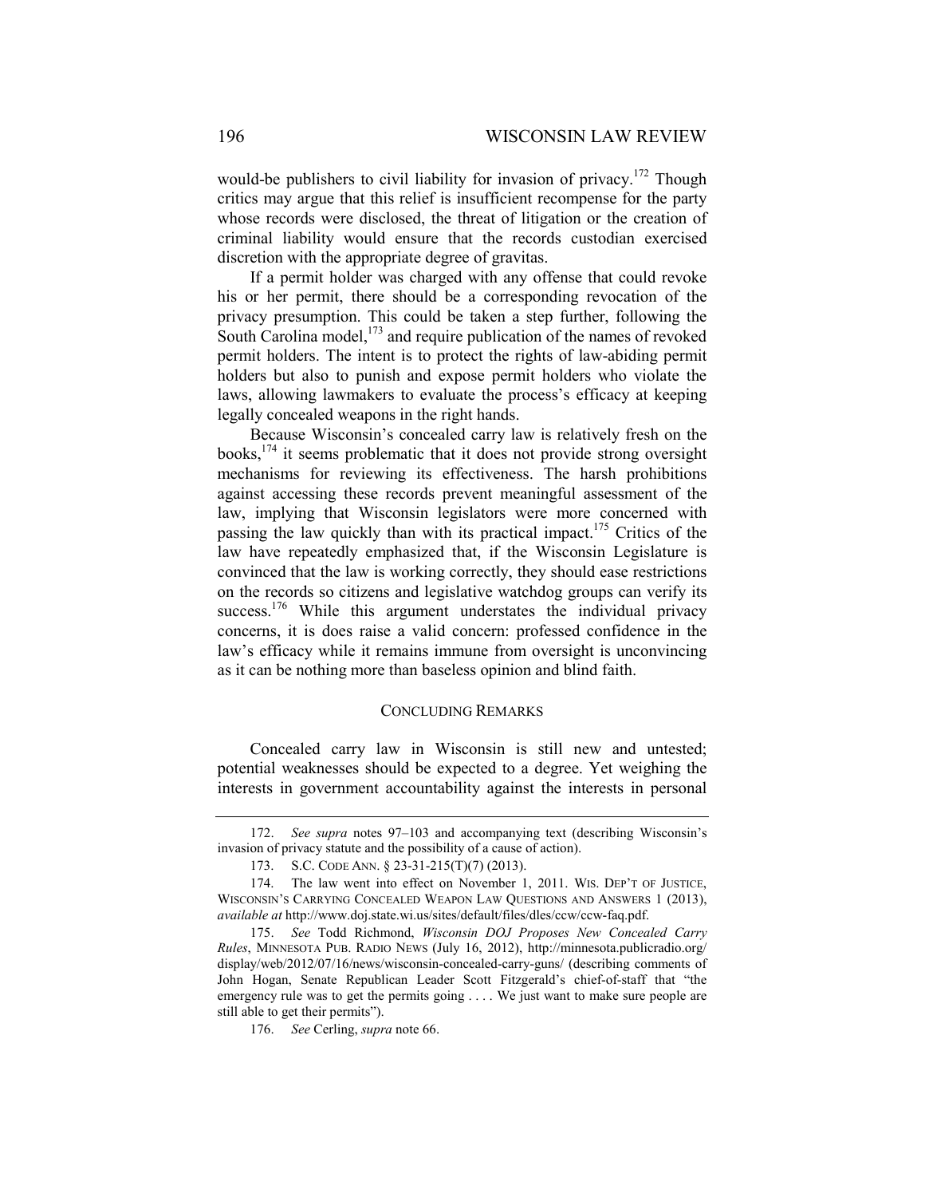would-be publishers to civil liability for invasion of privacy.[172] Though critics may argue that this relief is insufficient recompense for the party whose records were disclosed, the threat of litigation or the creation of criminal liability would ensure that the records custodian exercised discretion with the appropriate degree of gravitas.

If a permit holder was charged with any offense that could revoke his or her permit, there should be a corresponding revocation of the privacy presumption. This could be taken a step further, following the South Carolina model,[173] and require publication of the names of revoked permit holders. The intent is to protect the rights of law-abiding permit holders but also to punish and expose permit holders who violate the laws, allowing lawmakers to evaluate the process's efficacy at keeping legally concealed weapons in the right hands.

Because Wisconsin's concealed carry law is relatively fresh on the books,[174] it seems problematic that it does not provide strong oversight mechanisms for reviewing its effectiveness. The harsh prohibitions against accessing these records prevent meaningful assessment of the law, implying that Wisconsin legislators were more concerned with passing the law quickly than with its practical impact.[175] Critics of the law have repeatedly emphasized that, if the Wisconsin Legislature is convinced that the law is working correctly, they should ease restrictions on the records so citizens and legislative watchdog groups can verify its success.[176] While this argument understates the individual privacy concerns, it is does raise a valid concern: professed confidence in the law's efficacy while it remains immune from oversight is unconvincing as it can be nothing more than baseless opinion and blind faith.

## CONCLUDING REMARKS

Concealed carry law in Wisconsin is still new and untested; potential weaknesses should be expected to a degree. Yet weighing the interests in government accountability against the interests in personal

---

172. *See supra* notes 97–103 and accompanying text (describing Wisconsin's invasion of privacy statute and the possibility of a cause of action).

173. S.C. CODE ANN. § 23-31-215(T)(7) (2013).

174. The law went into effect on November 1, 2011. WIS. DEP'T OF JUSTICE, WISCONSIN'S CARRYING CONCEALED WEAPON LAW QUESTIONS AND ANSWERS 1 (2013), *available at* http://www.doj.state.wi.us/sites/default/files/dles/ccw/ccw-faq.pdf.

175. *See* Todd Richmond, *Wisconsin DOJ Proposes New Concealed Carry Rules*, MINNESOTA PUB. RADIO NEWS (July 16, 2012), http://minnesota.publicradio.org/display/web/2012/07/16/news/wisconsin-concealed-carry-guns/ (describing comments of John Hogan, Senate Republican Leader Scott Fitzgerald's chief-of-staff that "the emergency rule was to get the permits going . . . . We just want to make sure people are still able to get their permits").

176. *See* Cerling, *supra* note 66.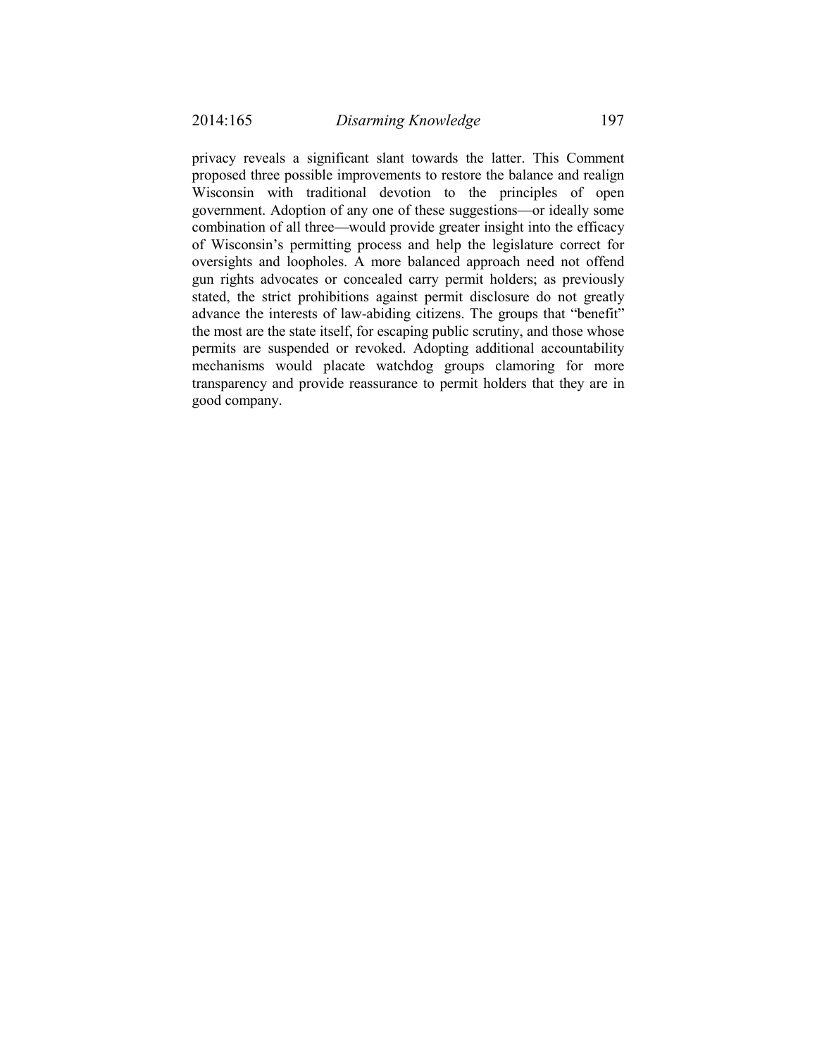privacy reveals a significant slant towards the latter. This Comment proposed three possible improvements to restore the balance and realign Wisconsin with traditional devotion to the principles of open government. Adoption of any one of these suggestions—or ideally some combination of all three—would provide greater insight into the efficacy of Wisconsin's permitting process and help the legislature correct for oversights and loopholes. A more balanced approach need not offend gun rights advocates or concealed carry permit holders; as previously stated, the strict prohibitions against permit disclosure do not greatly advance the interests of law-abiding citizens. The groups that "benefit" the most are the state itself, for escaping public scrutiny, and those whose permits are suspended or revoked. Adopting additional accountability mechanisms would placate watchdog groups clamoring for more transparency and provide reassurance to permit holders that they are in good company.